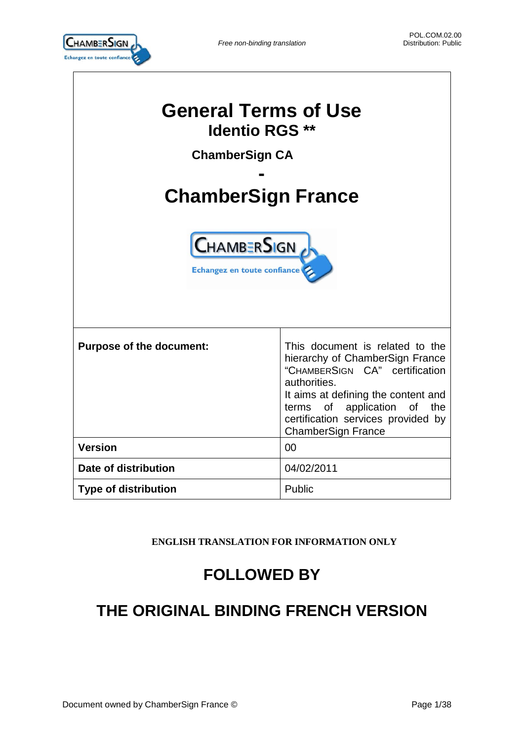# General Terms of Use

## Identio RGS **

### ChamberSign CA

### -

# ChamberSign France

| Purpose of the document: | This document is related to the hierarchy of ChamberSign France "CHAMBERSIGN CA" certification authorities. It aims at defining the content and terms of application of the certification services provided by ChamberSign France |
|---|---|
| **Version** | 00 |
| **Date of distribution** | 04/02/2011 |
| **Type of distribution** | Public |

**ENGLISH TRANSLATION FOR INFORMATION ONLY**

## FOLLOWED BY

## THE ORIGINAL BINDING FRENCH VERSION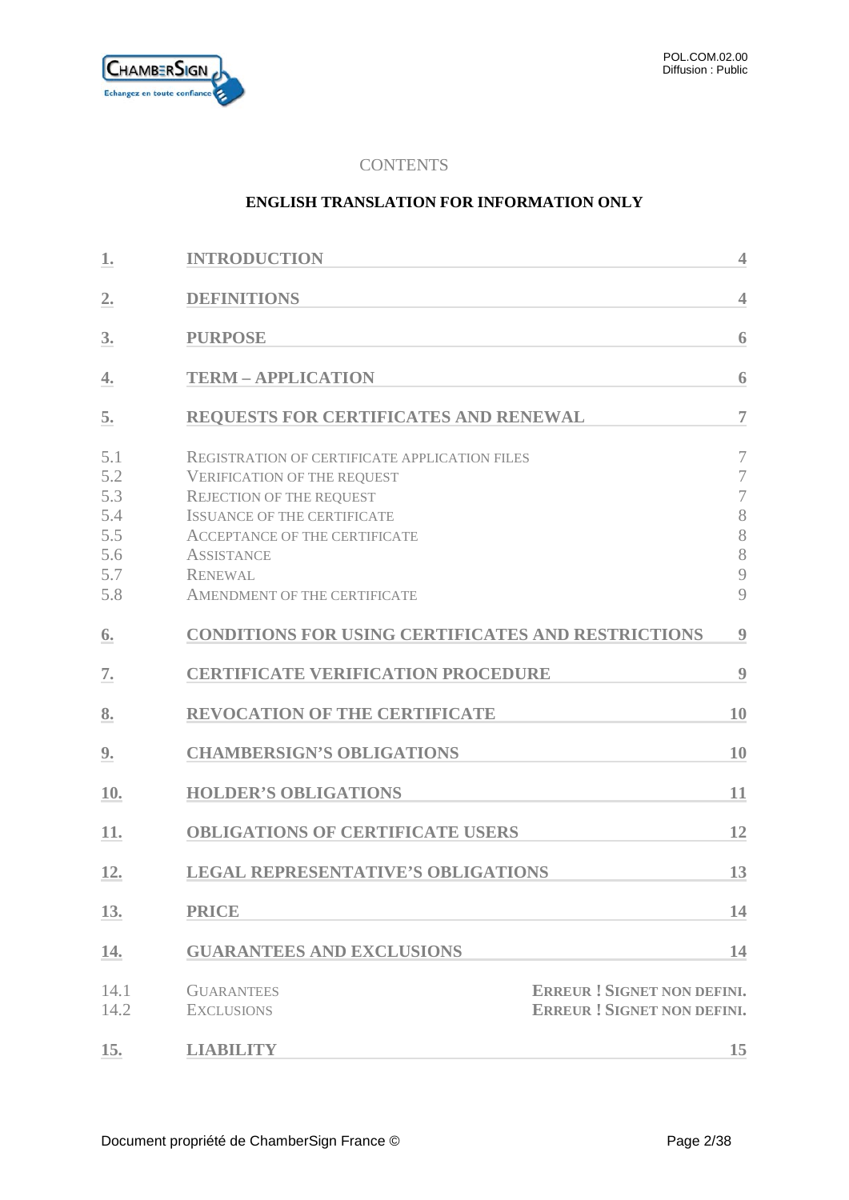CONTENTS

**ENGLISH TRANSLATION FOR INFORMATION ONLY**

| | | |
|---|---|---|
| **1.** | **INTRODUCTION** | **4** |
| **2.** | **DEFINITIONS** | **4** |
| **3.** | **PURPOSE** | **6** |
| **4.** | **TERM – APPLICATION** | **6** |
| **5.** | **REQUESTS FOR CERTIFICATES AND RENEWAL** | **7** |
| 5.1 | REGISTRATION OF CERTIFICATE APPLICATION FILES | 7 |
| 5.2 | VERIFICATION OF THE REQUEST | 7 |
| 5.3 | REJECTION OF THE REQUEST | 7 |
| 5.4 | ISSUANCE OF THE CERTIFICATE | 8 |
| 5.5 | ACCEPTANCE OF THE CERTIFICATE | 8 |
| 5.6 | ASSISTANCE | 8 |
| 5.7 | RENEWAL | 9 |
| 5.8 | AMENDMENT OF THE CERTIFICATE | 9 |
| **6.** | **CONDITIONS FOR USING CERTIFICATES AND RESTRICTIONS** | **9** |
| **7.** | **CERTIFICATE VERIFICATION PROCEDURE** | **9** |
| **8.** | **REVOCATION OF THE CERTIFICATE** | **10** |
| **9.** | **CHAMBERSIGN'S OBLIGATIONS** | **10** |
| **10.** | **HOLDER'S OBLIGATIONS** | **11** |
| **11.** | **OBLIGATIONS OF CERTIFICATE USERS** | **12** |
| **12.** | **LEGAL REPRESENTATIVE'S OBLIGATIONS** | **13** |
| **13.** | **PRICE** | **14** |
| **14.** | **GUARANTEES AND EXCLUSIONS** | **14** |
| 14.1 | GUARANTEES | **ERREUR ! SIGNET NON DEFINI.** |
| 14.2 | EXCLUSIONS | **ERREUR ! SIGNET NON DEFINI.** |
| **15.** | **LIABILITY** | **15** |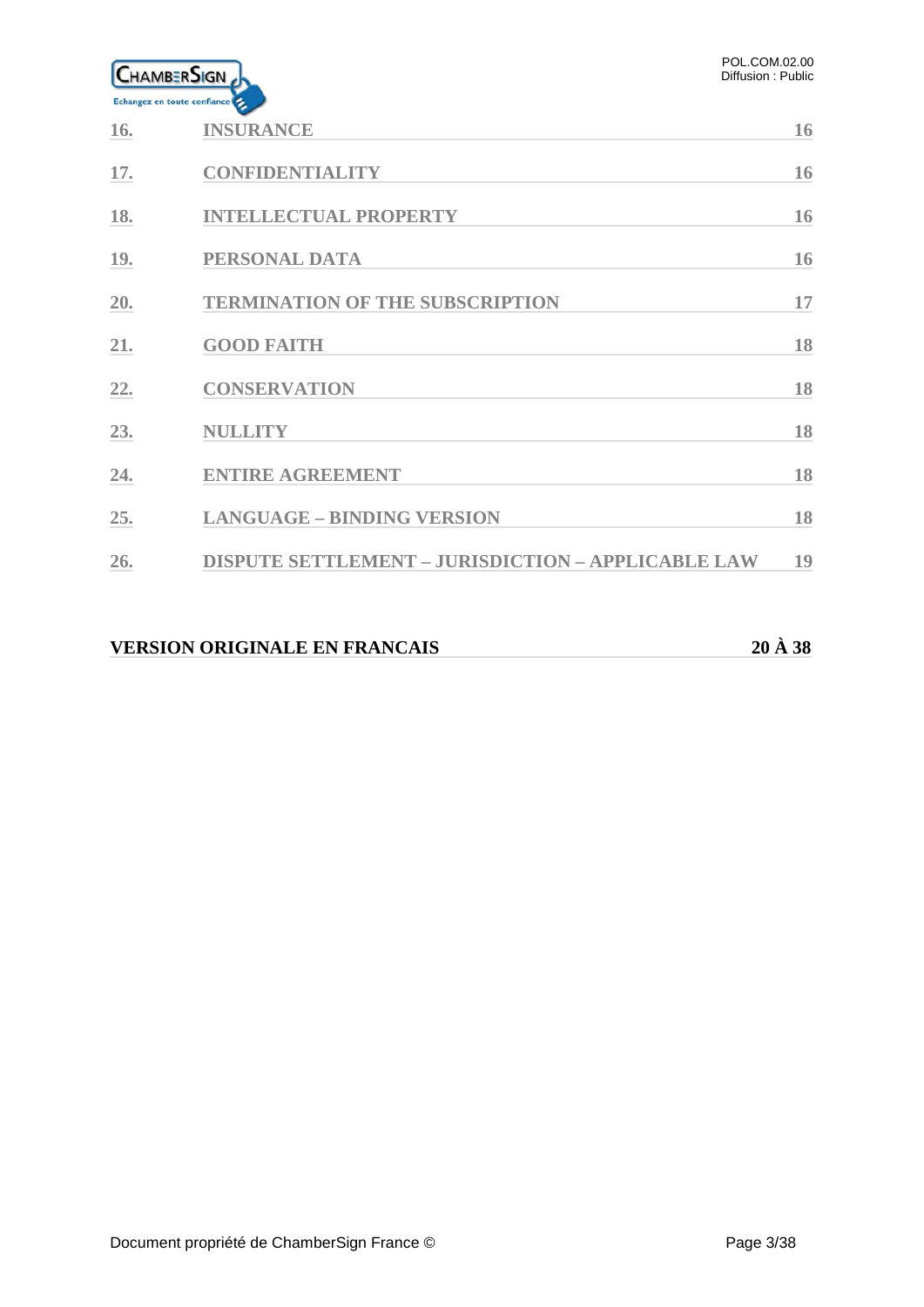| | | |
|---|---|---|
| 16. | INSURANCE | 16 |
| 17. | CONFIDENTIALITY | 16 |
| 18. | INTELLECTUAL PROPERTY | 16 |
| 19. | PERSONAL DATA | 16 |
| 20. | TERMINATION OF THE SUBSCRIPTION | 17 |
| 21. | GOOD FAITH | 18 |
| 22. | CONSERVATION | 18 |
| 23. | NULLITY | 18 |
| 24. | ENTIRE AGREEMENT | 18 |
| 25. | LANGUAGE – BINDING VERSION | 18 |
| 26. | DISPUTE SETTLEMENT – JURISDICTION – APPLICABLE LAW | 19 |

**VERSION ORIGINALE EN FRANCAIS** **20 À 38**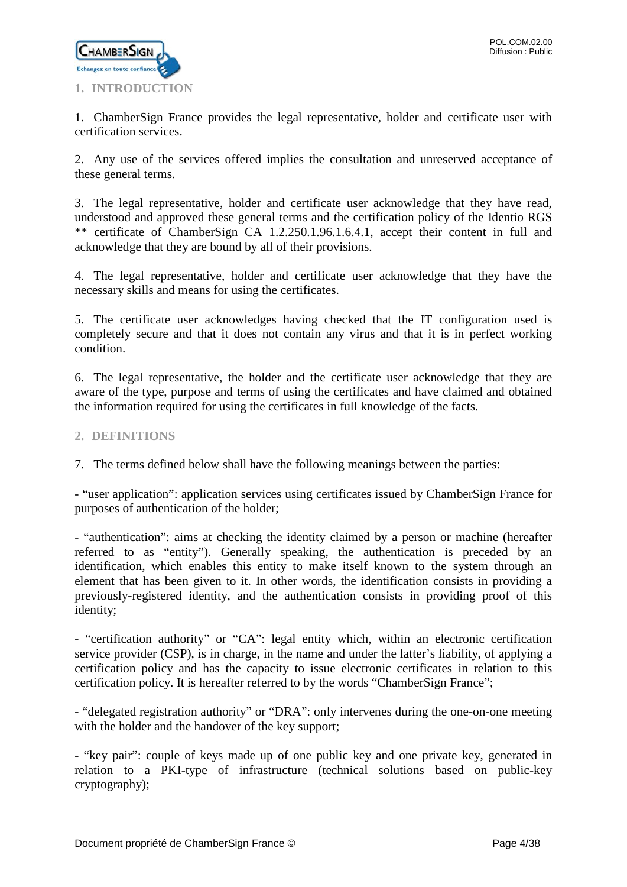## 1. INTRODUCTION

1. ChamberSign France provides the legal representative, holder and certificate user with certification services.

2. Any use of the services offered implies the consultation and unreserved acceptance of these general terms.

3. The legal representative, holder and certificate user acknowledge that they have read, understood and approved these general terms and the certification policy of the Identio RGS ** certificate of ChamberSign CA 1.2.250.1.96.1.6.4.1, accept their content in full and acknowledge that they are bound by all of their provisions.

4. The legal representative, holder and certificate user acknowledge that they have the necessary skills and means for using the certificates.

5. The certificate user acknowledges having checked that the IT configuration used is completely secure and that it does not contain any virus and that it is in perfect working condition.

6. The legal representative, the holder and the certificate user acknowledge that they are aware of the type, purpose and terms of using the certificates and have claimed and obtained the information required for using the certificates in full knowledge of the facts.

## 2. DEFINITIONS

7. The terms defined below shall have the following meanings between the parties:

- "user application": application services using certificates issued by ChamberSign France for purposes of authentication of the holder;

- "authentication": aims at checking the identity claimed by a person or machine (hereafter referred to as "entity"). Generally speaking, the authentication is preceded by an identification, which enables this entity to make itself known to the system through an element that has been given to it. In other words, the identification consists in providing a previously-registered identity, and the authentication consists in providing proof of this identity;

- "certification authority" or "CA": legal entity which, within an electronic certification service provider (CSP), is in charge, in the name and under the latter's liability, of applying a certification policy and has the capacity to issue electronic certificates in relation to this certification policy. It is hereafter referred to by the words "ChamberSign France";

- "delegated registration authority" or "DRA": only intervenes during the one-on-one meeting with the holder and the handover of the key support;

- "key pair": couple of keys made up of one public key and one private key, generated in relation to a PKI-type of infrastructure (technical solutions based on public-key cryptography);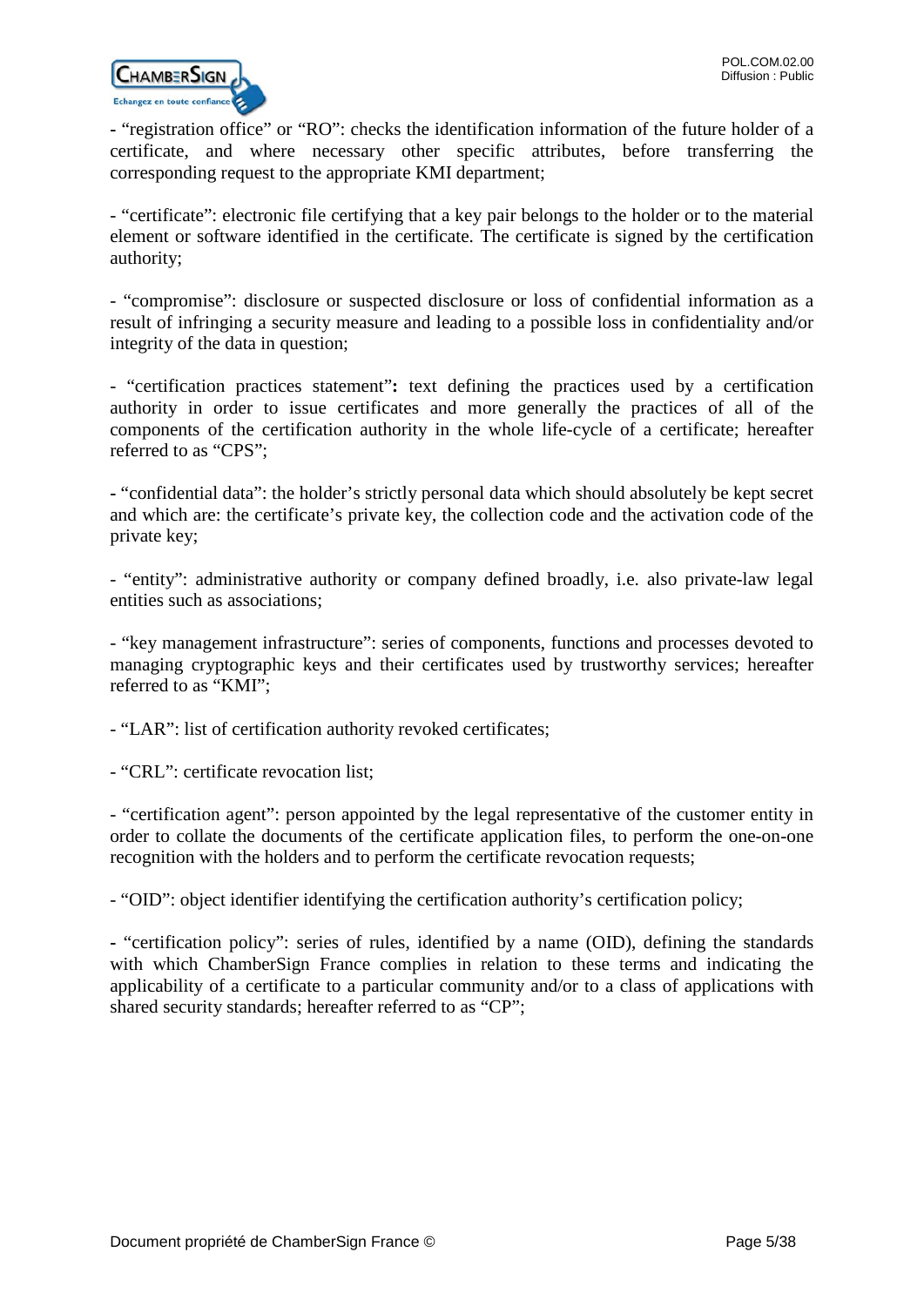- “registration office” or “RO”: checks the identification information of the future holder of a certificate, and where necessary other specific attributes, before transferring the corresponding request to the appropriate KMI department;

- “certificate”: electronic file certifying that a key pair belongs to the holder or to the material element or software identified in the certificate. The certificate is signed by the certification authority;

- “compromise”: disclosure or suspected disclosure or loss of confidential information as a result of infringing a security measure and leading to a possible loss in confidentiality and/or integrity of the data in question;

- “certification practices statement”**:** text defining the practices used by a certification authority in order to issue certificates and more generally the practices of all of the components of the certification authority in the whole life-cycle of a certificate; hereafter referred to as “CPS”;

- “confidential data”: the holder’s strictly personal data which should absolutely be kept secret and which are: the certificate’s private key, the collection code and the activation code of the private key;

- “entity”: administrative authority or company defined broadly, i.e. also private-law legal entities such as associations;

- “key management infrastructure”: series of components, functions and processes devoted to managing cryptographic keys and their certificates used by trustworthy services; hereafter referred to as “KMI”;

- “LAR”: list of certification authority revoked certificates;

- “CRL”: certificate revocation list;

- “certification agent”: person appointed by the legal representative of the customer entity in order to collate the documents of the certificate application files, to perform the one-on-one recognition with the holders and to perform the certificate revocation requests;

- “OID”: object identifier identifying the certification authority’s certification policy;

- “certification policy”: series of rules, identified by a name (OID), defining the standards with which ChamberSign France complies in relation to these terms and indicating the applicability of a certificate to a particular community and/or to a class of applications with shared security standards; hereafter referred to as “CP”;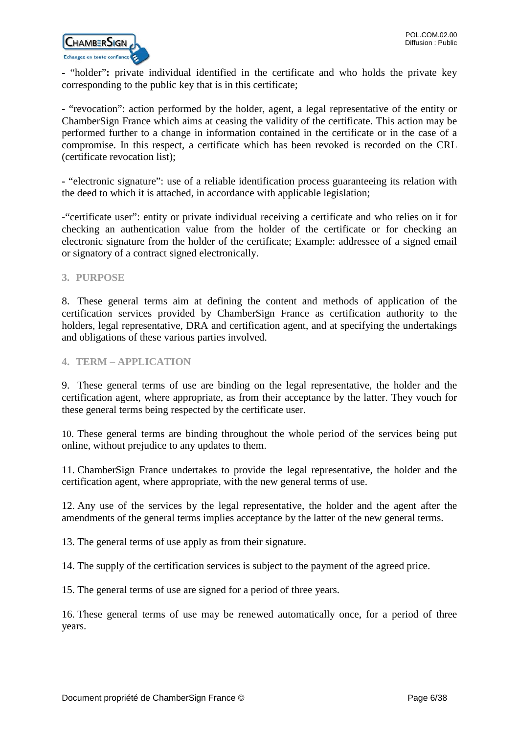- “holder”**:** private individual identified in the certificate and who holds the private key corresponding to the public key that is in this certificate;

- “revocation”: action performed by the holder, agent, a legal representative of the entity or ChamberSign France which aims at ceasing the validity of the certificate. This action may be performed further to a change in information contained in the certificate or in the case of a compromise. In this respect, a certificate which has been revoked is recorded on the CRL (certificate revocation list);

- “electronic signature”: use of a reliable identification process guaranteeing its relation with the deed to which it is attached, in accordance with applicable legislation;

-“certificate user”: entity or private individual receiving a certificate and who relies on it for checking an authentication value from the holder of the certificate or for checking an electronic signature from the holder of the certificate; Example: addressee of a signed email or signatory of a contract signed electronically.

## 3. PURPOSE

8. These general terms aim at defining the content and methods of application of the certification services provided by ChamberSign France as certification authority to the holders, legal representative, DRA and certification agent, and at specifying the undertakings and obligations of these various parties involved.

## 4. TERM – APPLICATION

9. These general terms of use are binding on the legal representative, the holder and the certification agent, where appropriate, as from their acceptance by the latter. They vouch for these general terms being respected by the certificate user.

10. These general terms are binding throughout the whole period of the services being put online, without prejudice to any updates to them.

11. ChamberSign France undertakes to provide the legal representative, the holder and the certification agent, where appropriate, with the new general terms of use.

12. Any use of the services by the legal representative, the holder and the agent after the amendments of the general terms implies acceptance by the latter of the new general terms.

13. The general terms of use apply as from their signature.

14. The supply of the certification services is subject to the payment of the agreed price.

15. The general terms of use are signed for a period of three years.

16. These general terms of use may be renewed automatically once, for a period of three years.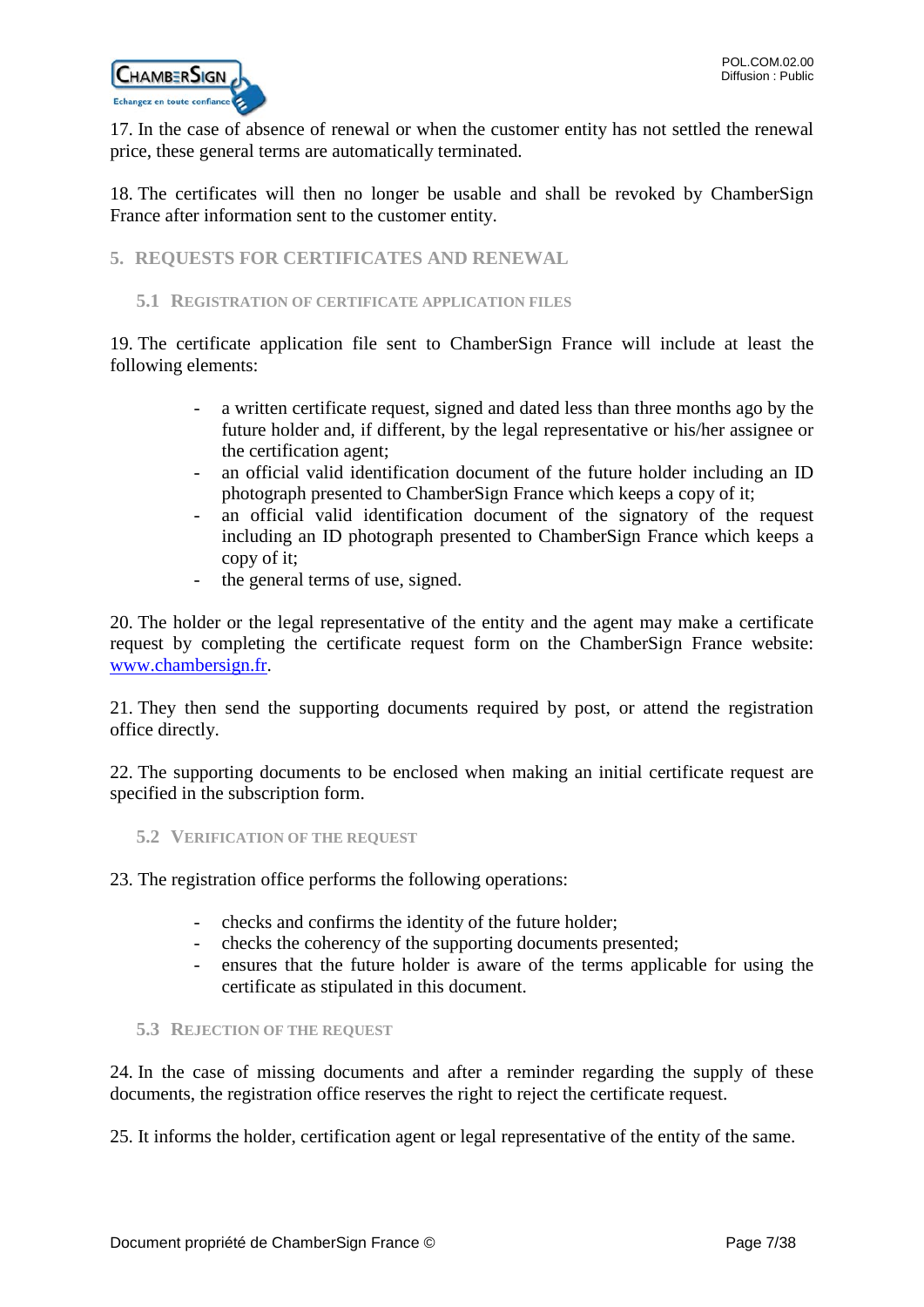17. In the case of absence of renewal or when the customer entity has not settled the renewal price, these general terms are automatically terminated.

18. The certificates will then no longer be usable and shall be revoked by ChamberSign France after information sent to the customer entity.

## 5. REQUESTS FOR CERTIFICATES AND RENEWAL

### 5.1 Registration of certificate application files

19. The certificate application file sent to ChamberSign France will include at least the following elements:

- a written certificate request, signed and dated less than three months ago by the future holder and, if different, by the legal representative or his/her assignee or the certification agent;
- an official valid identification document of the future holder including an ID photograph presented to ChamberSign France which keeps a copy of it;
- an official valid identification document of the signatory of the request including an ID photograph presented to ChamberSign France which keeps a copy of it;
- the general terms of use, signed.

20. The holder or the legal representative of the entity and the agent may make a certificate request by completing the certificate request form on the ChamberSign France website: [www.chambersign.fr](http://www.chambersign.fr).

21. They then send the supporting documents required by post, or attend the registration office directly.

22. The supporting documents to be enclosed when making an initial certificate request are specified in the subscription form.

### 5.2 Verification of the request

23. The registration office performs the following operations:

- checks and confirms the identity of the future holder;
- checks the coherency of the supporting documents presented;
- ensures that the future holder is aware of the terms applicable for using the certificate as stipulated in this document.

### 5.3 Rejection of the request

24. In the case of missing documents and after a reminder regarding the supply of these documents, the registration office reserves the right to reject the certificate request.

25. It informs the holder, certification agent or legal representative of the entity of the same.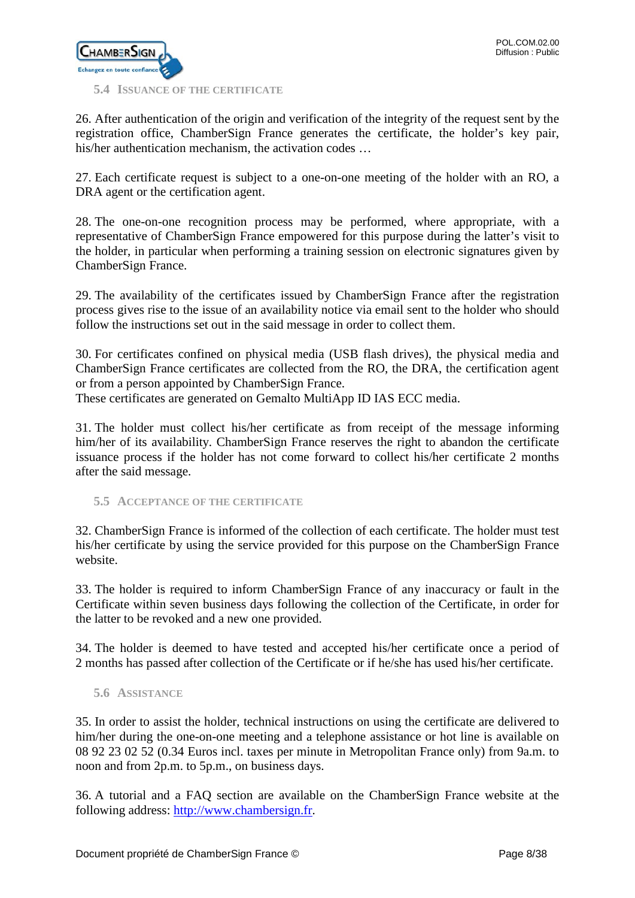## 5.4 Issuance of the certificate

26. After authentication of the origin and verification of the integrity of the request sent by the registration office, ChamberSign France generates the certificate, the holder's key pair, his/her authentication mechanism, the activation codes …

27. Each certificate request is subject to a one-on-one meeting of the holder with an RO, a DRA agent or the certification agent.

28. The one-on-one recognition process may be performed, where appropriate, with a representative of ChamberSign France empowered for this purpose during the latter's visit to the holder, in particular when performing a training session on electronic signatures given by ChamberSign France.

29. The availability of the certificates issued by ChamberSign France after the registration process gives rise to the issue of an availability notice via email sent to the holder who should follow the instructions set out in the said message in order to collect them.

30. For certificates confined on physical media (USB flash drives), the physical media and ChamberSign France certificates are collected from the RO, the DRA, the certification agent or from a person appointed by ChamberSign France.
These certificates are generated on Gemalto MultiApp ID IAS ECC media.

31. The holder must collect his/her certificate as from receipt of the message informing him/her of its availability. ChamberSign France reserves the right to abandon the certificate issuance process if the holder has not come forward to collect his/her certificate 2 months after the said message.

## 5.5 Acceptance of the certificate

32. ChamberSign France is informed of the collection of each certificate. The holder must test his/her certificate by using the service provided for this purpose on the ChamberSign France website.

33. The holder is required to inform ChamberSign France of any inaccuracy or fault in the Certificate within seven business days following the collection of the Certificate, in order for the latter to be revoked and a new one provided.

34. The holder is deemed to have tested and accepted his/her certificate once a period of 2 months has passed after collection of the Certificate or if he/she has used his/her certificate.

## 5.6 Assistance

35. In order to assist the holder, technical instructions on using the certificate are delivered to him/her during the one-on-one meeting and a telephone assistance or hot line is available on 08 92 23 02 52 (0.34 Euros incl. taxes per minute in Metropolitan France only) from 9a.m. to noon and from 2p.m. to 5p.m., on business days.

36. A tutorial and a FAQ section are available on the ChamberSign France website at the following address: [http://www.chambersign.fr](http://www.chambersign.fr).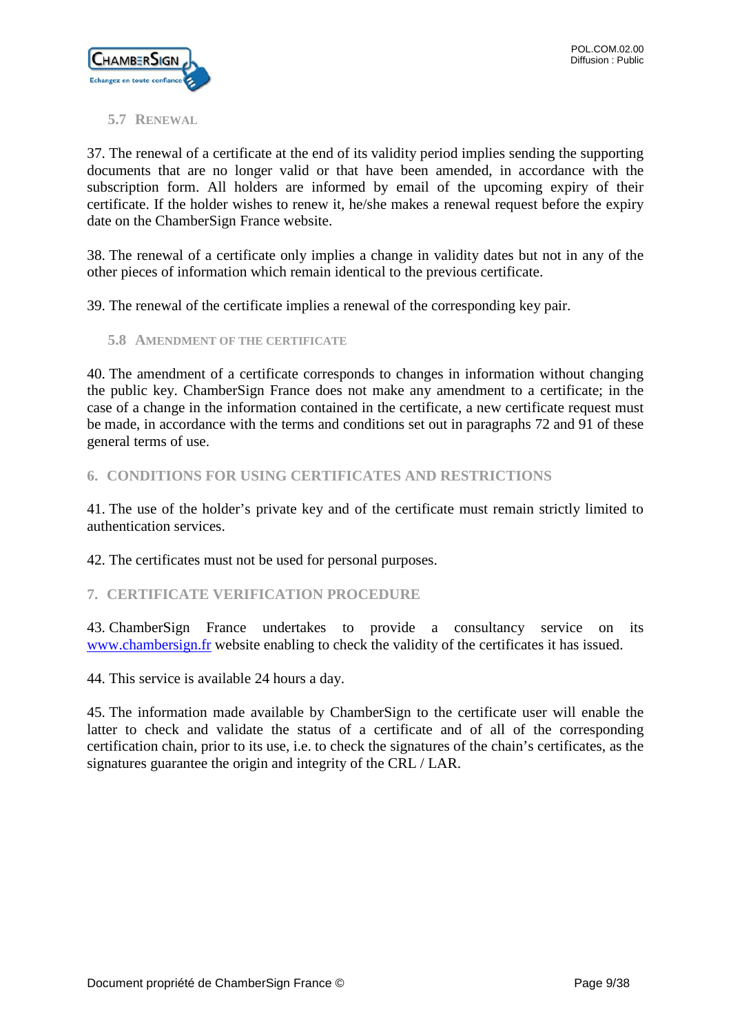### 5.7 RENEWAL

37. The renewal of a certificate at the end of its validity period implies sending the supporting documents that are no longer valid or that have been amended, in accordance with the subscription form. All holders are informed by email of the upcoming expiry of their certificate. If the holder wishes to renew it, he/she makes a renewal request before the expiry date on the ChamberSign France website.

38. The renewal of a certificate only implies a change in validity dates but not in any of the other pieces of information which remain identical to the previous certificate.

39. The renewal of the certificate implies a renewal of the corresponding key pair.

### 5.8 AMENDMENT OF THE CERTIFICATE

40. The amendment of a certificate corresponds to changes in information without changing the public key. ChamberSign France does not make any amendment to a certificate; in the case of a change in the information contained in the certificate, a new certificate request must be made, in accordance with the terms and conditions set out in paragraphs 72 and 91 of these general terms of use.

## 6. CONDITIONS FOR USING CERTIFICATES AND RESTRICTIONS

41. The use of the holder's private key and of the certificate must remain strictly limited to authentication services.

42. The certificates must not be used for personal purposes.

## 7. CERTIFICATE VERIFICATION PROCEDURE

43. ChamberSign France undertakes to provide a consultancy service on its www.chambersign.fr website enabling to check the validity of the certificates it has issued.

44. This service is available 24 hours a day.

45. The information made available by ChamberSign to the certificate user will enable the latter to check and validate the status of a certificate and of all of the corresponding certification chain, prior to its use, i.e. to check the signatures of the chain's certificates, as the signatures guarantee the origin and integrity of the CRL / LAR.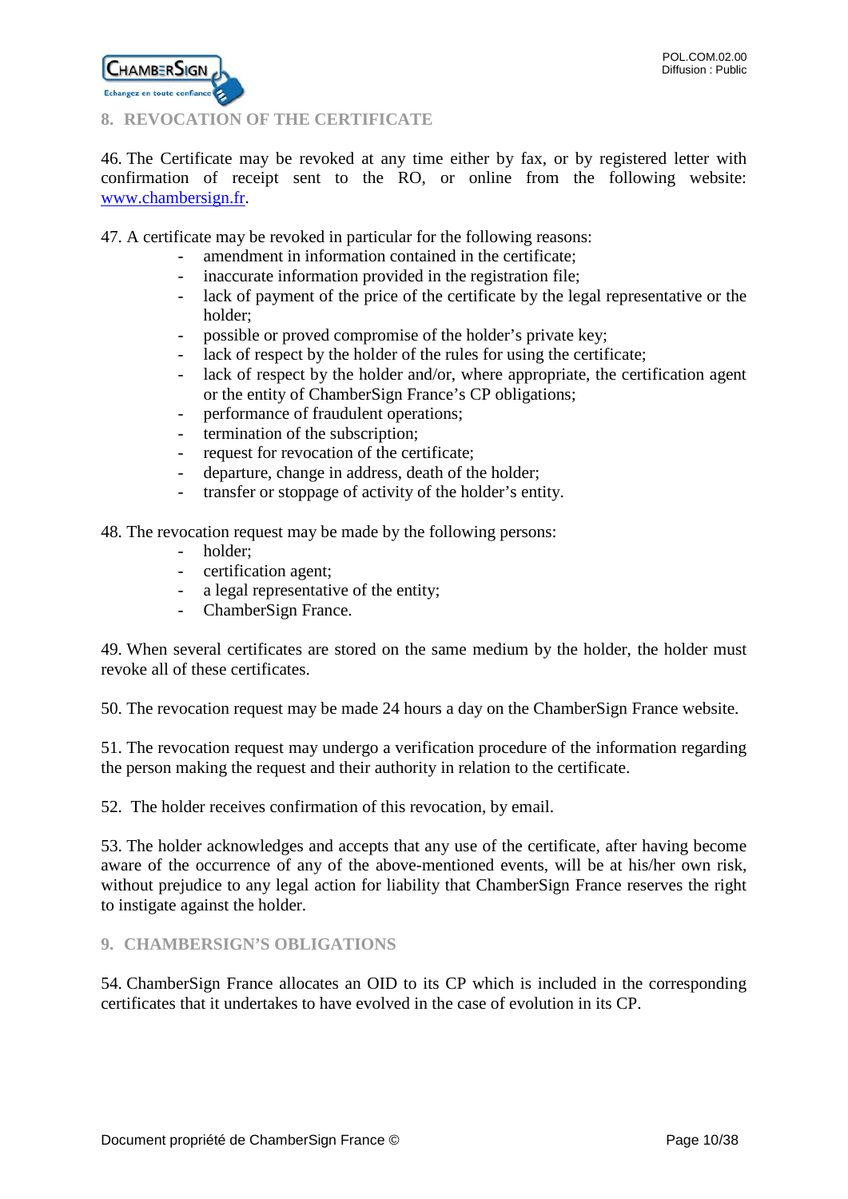## 8. REVOCATION OF THE CERTIFICATE

46. The Certificate may be revoked at any time either by fax, or by registered letter with confirmation of receipt sent to the RO, or online from the following website: www.chambersign.fr.

47. A certificate may be revoked in particular for the following reasons:

- amendment in information contained in the certificate;
- inaccurate information provided in the registration file;
- lack of payment of the price of the certificate by the legal representative or the holder;
- possible or proved compromise of the holder's private key;
- lack of respect by the holder of the rules for using the certificate;
- lack of respect by the holder and/or, where appropriate, the certification agent or the entity of ChamberSign France's CP obligations;
- performance of fraudulent operations;
- termination of the subscription;
- request for revocation of the certificate;
- departure, change in address, death of the holder;
- transfer or stoppage of activity of the holder's entity.

48. The revocation request may be made by the following persons:

- holder;
- certification agent;
- a legal representative of the entity;
- ChamberSign France.

49. When several certificates are stored on the same medium by the holder, the holder must revoke all of these certificates.

50. The revocation request may be made 24 hours a day on the ChamberSign France website.

51. The revocation request may undergo a verification procedure of the information regarding the person making the request and their authority in relation to the certificate.

52. The holder receives confirmation of this revocation, by email.

53. The holder acknowledges and accepts that any use of the certificate, after having become aware of the occurrence of any of the above-mentioned events, will be at his/her own risk, without prejudice to any legal action for liability that ChamberSign France reserves the right to instigate against the holder.

## 9. CHAMBERSIGN'S OBLIGATIONS

54. ChamberSign France allocates an OID to its CP which is included in the corresponding certificates that it undertakes to have evolved in the case of evolution in its CP.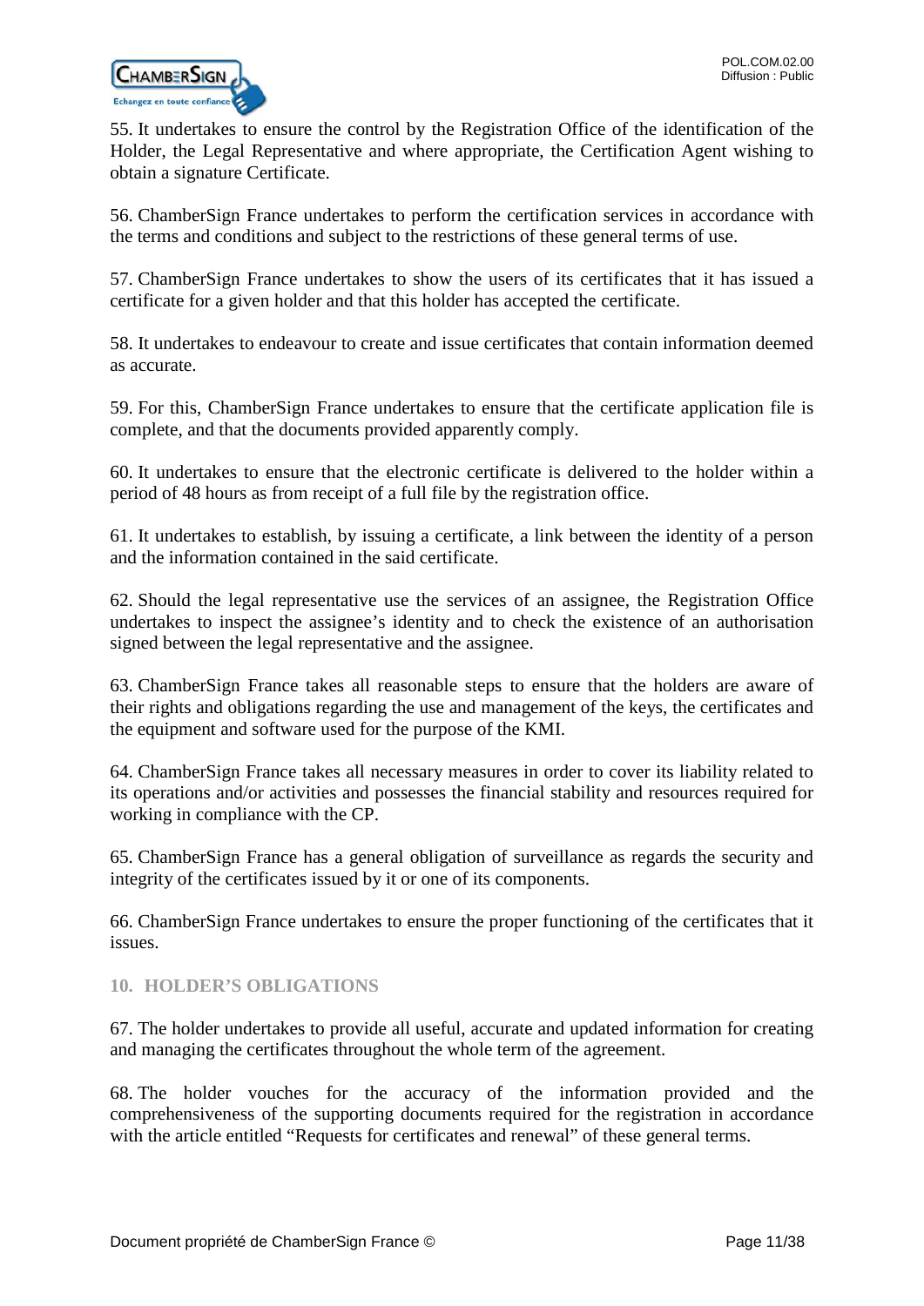55. It undertakes to ensure the control by the Registration Office of the identification of the Holder, the Legal Representative and where appropriate, the Certification Agent wishing to obtain a signature Certificate.

56. ChamberSign France undertakes to perform the certification services in accordance with the terms and conditions and subject to the restrictions of these general terms of use.

57. ChamberSign France undertakes to show the users of its certificates that it has issued a certificate for a given holder and that this holder has accepted the certificate.

58. It undertakes to endeavour to create and issue certificates that contain information deemed as accurate.

59. For this, ChamberSign France undertakes to ensure that the certificate application file is complete, and that the documents provided apparently comply.

60. It undertakes to ensure that the electronic certificate is delivered to the holder within a period of 48 hours as from receipt of a full file by the registration office.

61. It undertakes to establish, by issuing a certificate, a link between the identity of a person and the information contained in the said certificate.

62. Should the legal representative use the services of an assignee, the Registration Office undertakes to inspect the assignee's identity and to check the existence of an authorisation signed between the legal representative and the assignee.

63. ChamberSign France takes all reasonable steps to ensure that the holders are aware of their rights and obligations regarding the use and management of the keys, the certificates and the equipment and software used for the purpose of the KMI.

64. ChamberSign France takes all necessary measures in order to cover its liability related to its operations and/or activities and possesses the financial stability and resources required for working in compliance with the CP.

65. ChamberSign France has a general obligation of surveillance as regards the security and integrity of the certificates issued by it or one of its components.

66. ChamberSign France undertakes to ensure the proper functioning of the certificates that it issues.

## 10. HOLDER'S OBLIGATIONS

67. The holder undertakes to provide all useful, accurate and updated information for creating and managing the certificates throughout the whole term of the agreement.

68. The holder vouches for the accuracy of the information provided and the comprehensiveness of the supporting documents required for the registration in accordance with the article entitled "Requests for certificates and renewal" of these general terms.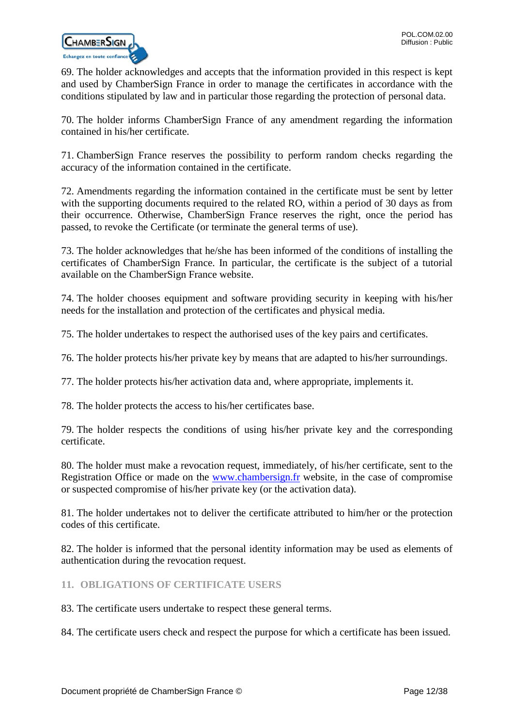69. The holder acknowledges and accepts that the information provided in this respect is kept and used by ChamberSign France in order to manage the certificates in accordance with the conditions stipulated by law and in particular those regarding the protection of personal data.

70. The holder informs ChamberSign France of any amendment regarding the information contained in his/her certificate.

71. ChamberSign France reserves the possibility to perform random checks regarding the accuracy of the information contained in the certificate.

72. Amendments regarding the information contained in the certificate must be sent by letter with the supporting documents required to the related RO, within a period of 30 days as from their occurrence. Otherwise, ChamberSign France reserves the right, once the period has passed, to revoke the Certificate (or terminate the general terms of use).

73. The holder acknowledges that he/she has been informed of the conditions of installing the certificates of ChamberSign France. In particular, the certificate is the subject of a tutorial available on the ChamberSign France website.

74. The holder chooses equipment and software providing security in keeping with his/her needs for the installation and protection of the certificates and physical media.

75. The holder undertakes to respect the authorised uses of the key pairs and certificates.

76. The holder protects his/her private key by means that are adapted to his/her surroundings.

77. The holder protects his/her activation data and, where appropriate, implements it.

78. The holder protects the access to his/her certificates base.

79. The holder respects the conditions of using his/her private key and the corresponding certificate.

80. The holder must make a revocation request, immediately, of his/her certificate, sent to the Registration Office or made on the [www.chambersign.fr](http://www.chambersign.fr) website, in the case of compromise or suspected compromise of his/her private key (or the activation data).

81. The holder undertakes not to deliver the certificate attributed to him/her or the protection codes of this certificate.

82. The holder is informed that the personal identity information may be used as elements of authentication during the revocation request.

## 11. OBLIGATIONS OF CERTIFICATE USERS

83. The certificate users undertake to respect these general terms.

84. The certificate users check and respect the purpose for which a certificate has been issued.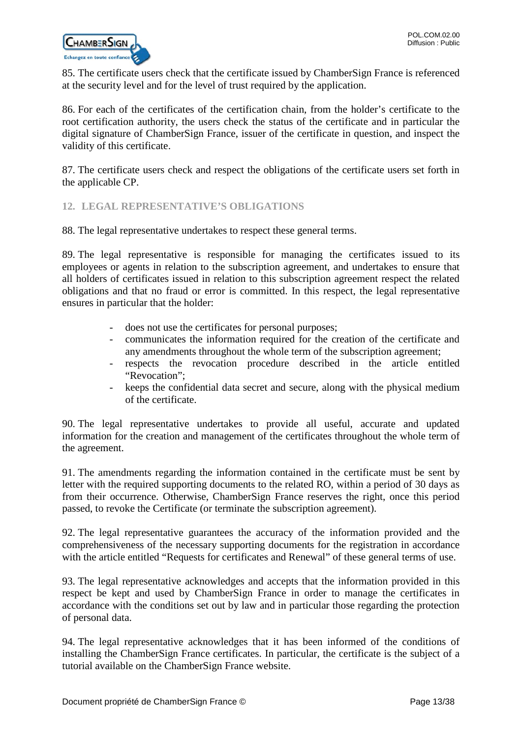85. The certificate users check that the certificate issued by ChamberSign France is referenced at the security level and for the level of trust required by the application.

86. For each of the certificates of the certification chain, from the holder's certificate to the root certification authority, the users check the status of the certificate and in particular the digital signature of ChamberSign France, issuer of the certificate in question, and inspect the validity of this certificate.

87. The certificate users check and respect the obligations of the certificate users set forth in the applicable CP.

## 12. LEGAL REPRESENTATIVE'S OBLIGATIONS

88. The legal representative undertakes to respect these general terms.

89. The legal representative is responsible for managing the certificates issued to its employees or agents in relation to the subscription agreement, and undertakes to ensure that all holders of certificates issued in relation to this subscription agreement respect the related obligations and that no fraud or error is committed. In this respect, the legal representative ensures in particular that the holder:

- does not use the certificates for personal purposes;
- communicates the information required for the creation of the certificate and any amendments throughout the whole term of the subscription agreement;
- respects the revocation procedure described in the article entitled "Revocation";
- keeps the confidential data secret and secure, along with the physical medium of the certificate.

90. The legal representative undertakes to provide all useful, accurate and updated information for the creation and management of the certificates throughout the whole term of the agreement.

91. The amendments regarding the information contained in the certificate must be sent by letter with the required supporting documents to the related RO, within a period of 30 days as from their occurrence. Otherwise, ChamberSign France reserves the right, once this period passed, to revoke the Certificate (or terminate the subscription agreement).

92. The legal representative guarantees the accuracy of the information provided and the comprehensiveness of the necessary supporting documents for the registration in accordance with the article entitled "Requests for certificates and Renewal" of these general terms of use.

93. The legal representative acknowledges and accepts that the information provided in this respect be kept and used by ChamberSign France in order to manage the certificates in accordance with the conditions set out by law and in particular those regarding the protection of personal data.

94. The legal representative acknowledges that it has been informed of the conditions of installing the ChamberSign France certificates. In particular, the certificate is the subject of a tutorial available on the ChamberSign France website.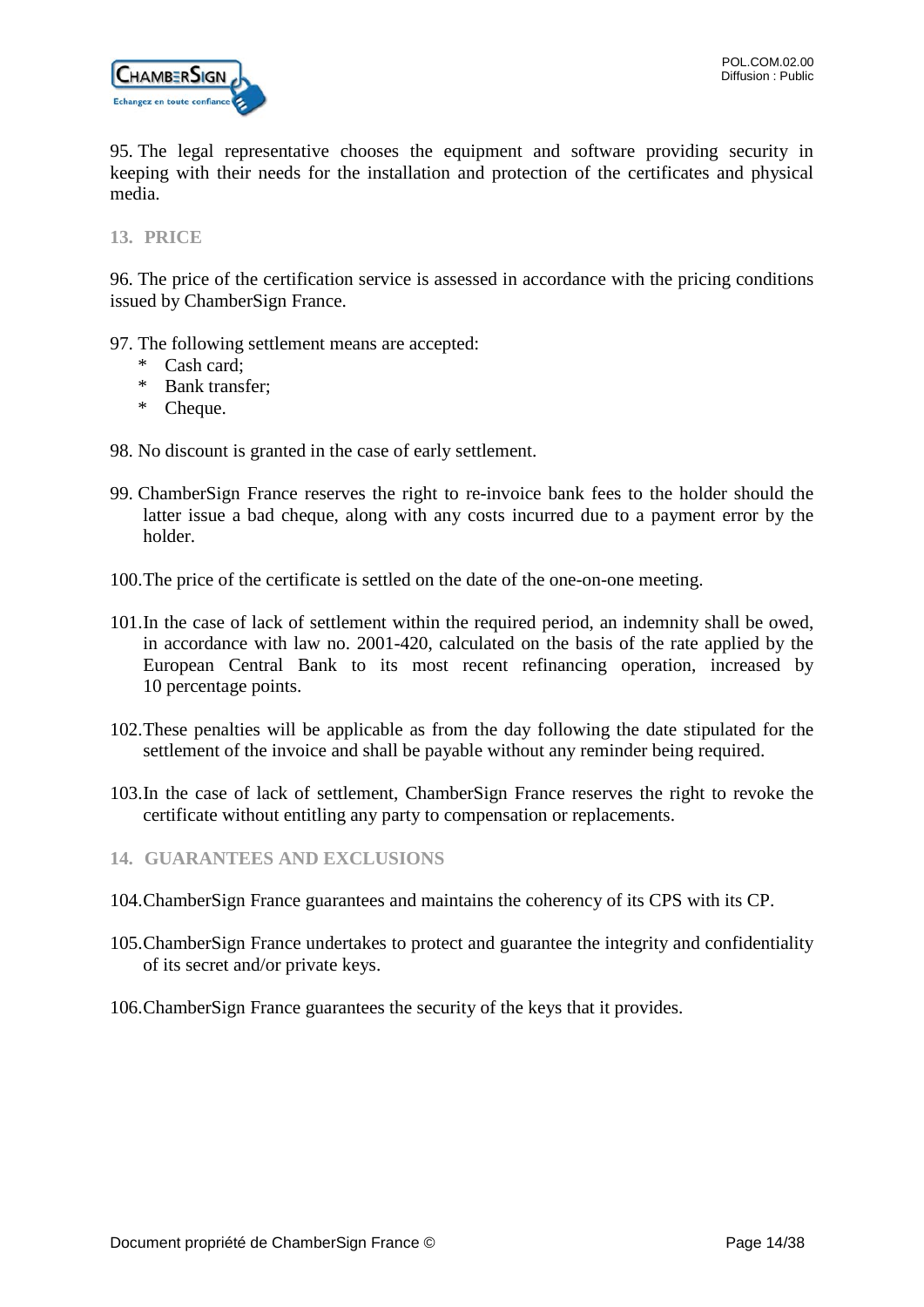95. The legal representative chooses the equipment and software providing security in keeping with their needs for the installation and protection of the certificates and physical media.

## 13. PRICE

96. The price of the certification service is assessed in accordance with the pricing conditions issued by ChamberSign France.

97. The following settlement means are accepted:
   * Cash card;
   * Bank transfer;
   * Cheque.

98. No discount is granted in the case of early settlement.

99. ChamberSign France reserves the right to re-invoice bank fees to the holder should the latter issue a bad cheque, along with any costs incurred due to a payment error by the holder.

100. The price of the certificate is settled on the date of the one-on-one meeting.

101. In the case of lack of settlement within the required period, an indemnity shall be owed, in accordance with law no. 2001-420, calculated on the basis of the rate applied by the European Central Bank to its most recent refinancing operation, increased by 10 percentage points.

102. These penalties will be applicable as from the day following the date stipulated for the settlement of the invoice and shall be payable without any reminder being required.

103. In the case of lack of settlement, ChamberSign France reserves the right to revoke the certificate without entitling any party to compensation or replacements.

## 14. GUARANTEES AND EXCLUSIONS

104. ChamberSign France guarantees and maintains the coherency of its CPS with its CP.

105. ChamberSign France undertakes to protect and guarantee the integrity and confidentiality of its secret and/or private keys.

106. ChamberSign France guarantees the security of the keys that it provides.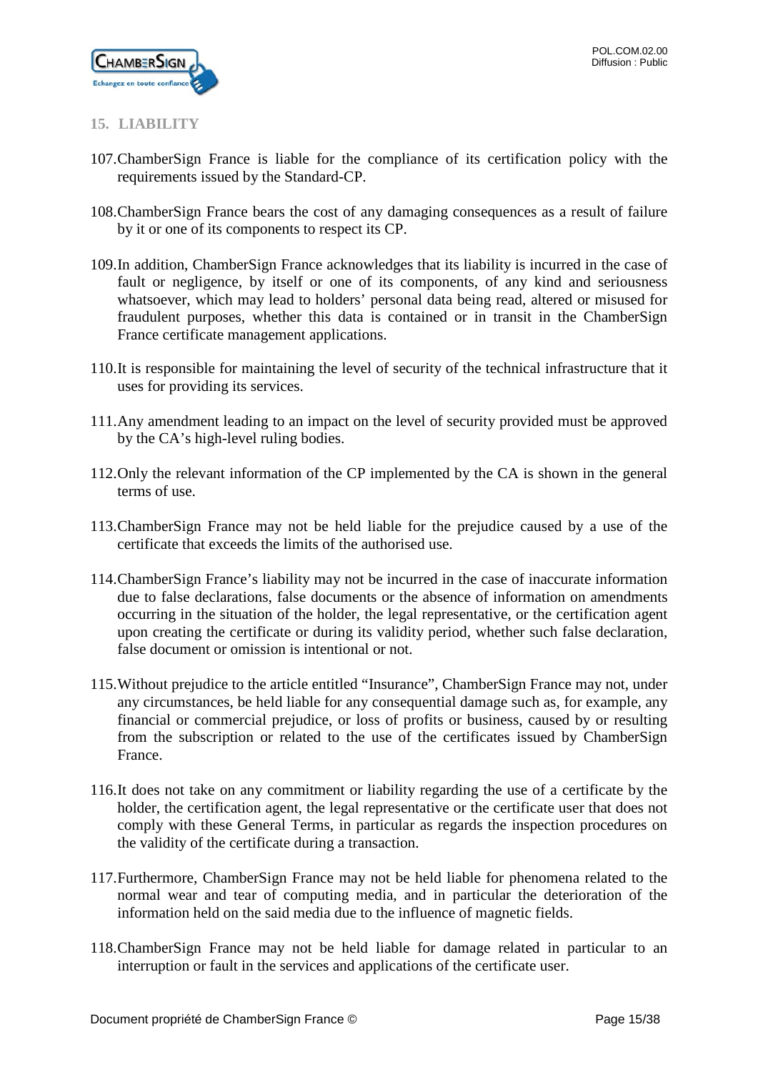## 15. LIABILITY

107. ChamberSign France is liable for the compliance of its certification policy with the requirements issued by the Standard-CP.

108. ChamberSign France bears the cost of any damaging consequences as a result of failure by it or one of its components to respect its CP.

109. In addition, ChamberSign France acknowledges that its liability is incurred in the case of fault or negligence, by itself or one of its components, of any kind and seriousness whatsoever, which may lead to holders' personal data being read, altered or misused for fraudulent purposes, whether this data is contained or in transit in the ChamberSign France certificate management applications.

110. It is responsible for maintaining the level of security of the technical infrastructure that it uses for providing its services.

111. Any amendment leading to an impact on the level of security provided must be approved by the CA's high-level ruling bodies.

112. Only the relevant information of the CP implemented by the CA is shown in the general terms of use.

113. ChamberSign France may not be held liable for the prejudice caused by a use of the certificate that exceeds the limits of the authorised use.

114. ChamberSign France's liability may not be incurred in the case of inaccurate information due to false declarations, false documents or the absence of information on amendments occurring in the situation of the holder, the legal representative, or the certification agent upon creating the certificate or during its validity period, whether such false declaration, false document or omission is intentional or not.

115. Without prejudice to the article entitled "Insurance", ChamberSign France may not, under any circumstances, be held liable for any consequential damage such as, for example, any financial or commercial prejudice, or loss of profits or business, caused by or resulting from the subscription or related to the use of the certificates issued by ChamberSign France.

116. It does not take on any commitment or liability regarding the use of a certificate by the holder, the certification agent, the legal representative or the certificate user that does not comply with these General Terms, in particular as regards the inspection procedures on the validity of the certificate during a transaction.

117. Furthermore, ChamberSign France may not be held liable for phenomena related to the normal wear and tear of computing media, and in particular the deterioration of the information held on the said media due to the influence of magnetic fields.

118. ChamberSign France may not be held liable for damage related in particular to an interruption or fault in the services and applications of the certificate user.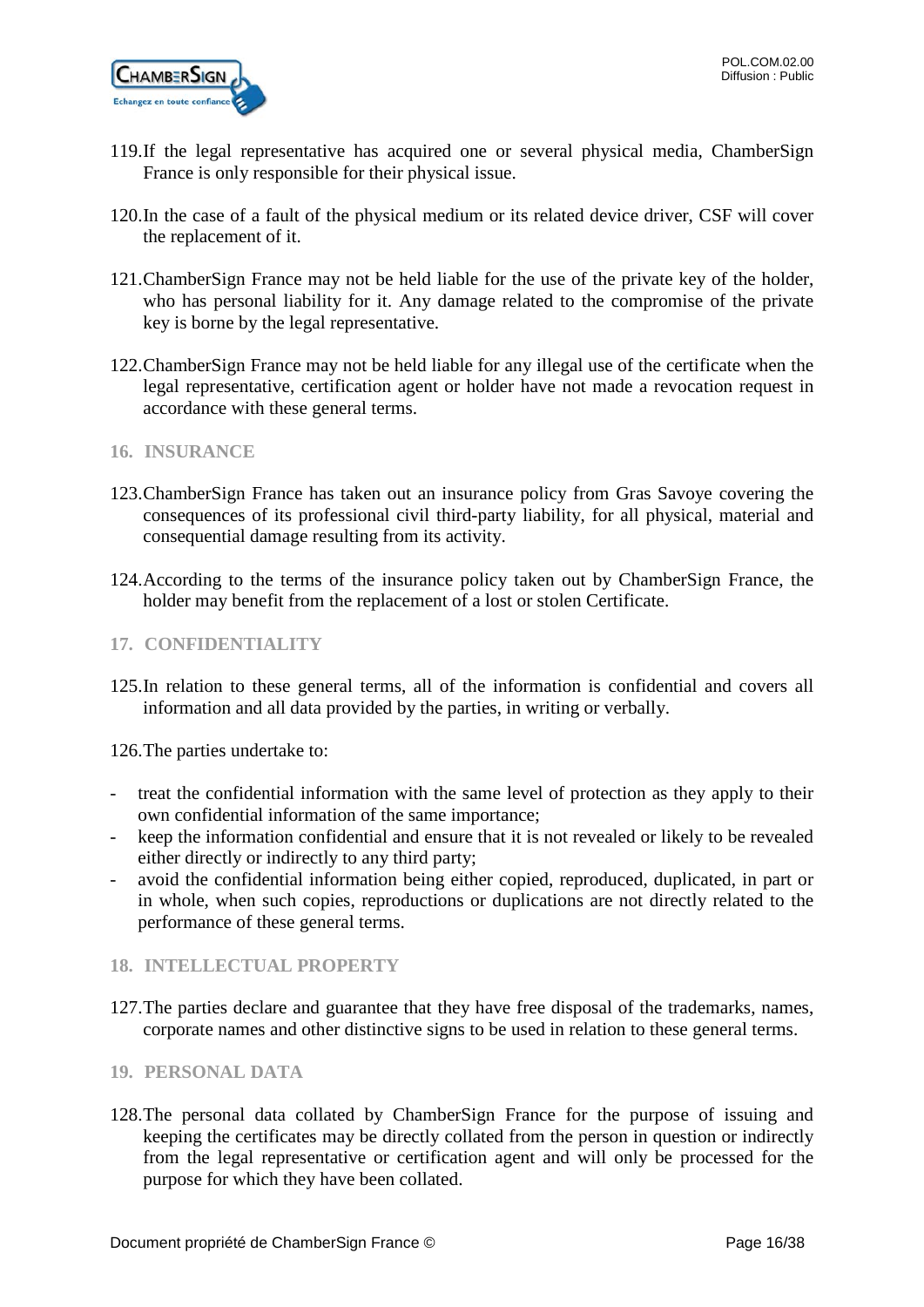119. If the legal representative has acquired one or several physical media, ChamberSign France is only responsible for their physical issue.

120. In the case of a fault of the physical medium or its related device driver, CSF will cover the replacement of it.

121. ChamberSign France may not be held liable for the use of the private key of the holder, who has personal liability for it. Any damage related to the compromise of the private key is borne by the legal representative.

122. ChamberSign France may not be held liable for any illegal use of the certificate when the legal representative, certification agent or holder have not made a revocation request in accordance with these general terms.

## 16. INSURANCE

123. ChamberSign France has taken out an insurance policy from Gras Savoye covering the consequences of its professional civil third-party liability, for all physical, material and consequential damage resulting from its activity.

124. According to the terms of the insurance policy taken out by ChamberSign France, the holder may benefit from the replacement of a lost or stolen Certificate.

## 17. CONFIDENTIALITY

125. In relation to these general terms, all of the information is confidential and covers all information and all data provided by the parties, in writing or verbally.

126. The parties undertake to:

- treat the confidential information with the same level of protection as they apply to their own confidential information of the same importance;
- keep the information confidential and ensure that it is not revealed or likely to be revealed either directly or indirectly to any third party;
- avoid the confidential information being either copied, reproduced, duplicated, in part or in whole, when such copies, reproductions or duplications are not directly related to the performance of these general terms.

## 18. INTELLECTUAL PROPERTY

127. The parties declare and guarantee that they have free disposal of the trademarks, names, corporate names and other distinctive signs to be used in relation to these general terms.

## 19. PERSONAL DATA

128. The personal data collated by ChamberSign France for the purpose of issuing and keeping the certificates may be directly collated from the person in question or indirectly from the legal representative or certification agent and will only be processed for the purpose for which they have been collated.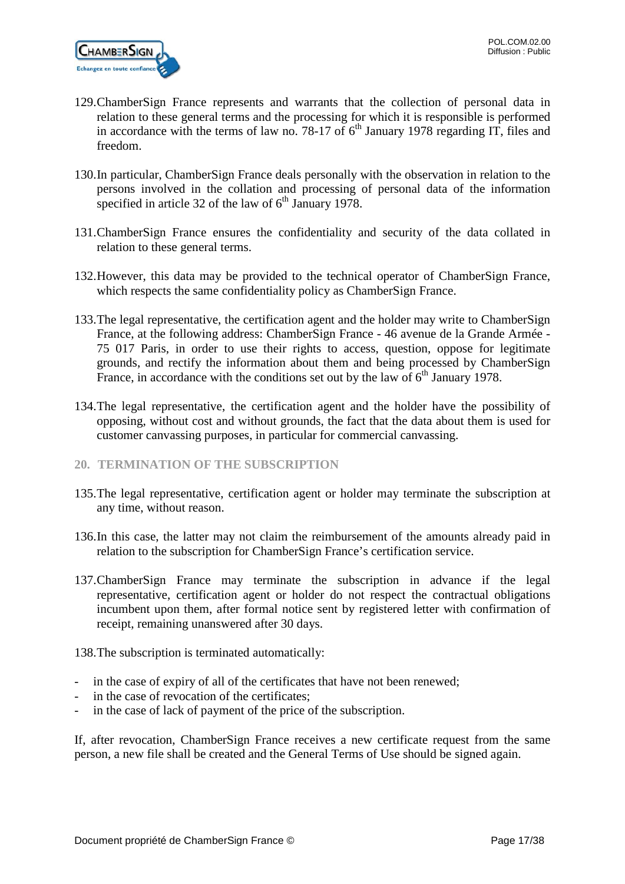129. ChamberSign France represents and warrants that the collection of personal data in relation to these general terms and the processing for which it is responsible is performed in accordance with the terms of law no. 78-17 of 6th January 1978 regarding IT, files and freedom.

130. In particular, ChamberSign France deals personally with the observation in relation to the persons involved in the collation and processing of personal data of the information specified in article 32 of the law of 6th January 1978.

131. ChamberSign France ensures the confidentiality and security of the data collated in relation to these general terms.

132. However, this data may be provided to the technical operator of ChamberSign France, which respects the same confidentiality policy as ChamberSign France.

133. The legal representative, the certification agent and the holder may write to ChamberSign France, at the following address: ChamberSign France - 46 avenue de la Grande Armée - 75 017 Paris, in order to use their rights to access, question, oppose for legitimate grounds, and rectify the information about them and being processed by ChamberSign France, in accordance with the conditions set out by the law of 6th January 1978.

134. The legal representative, the certification agent and the holder have the possibility of opposing, without cost and without grounds, the fact that the data about them is used for customer canvassing purposes, in particular for commercial canvassing.

## 20. TERMINATION OF THE SUBSCRIPTION

135. The legal representative, certification agent or holder may terminate the subscription at any time, without reason.

136. In this case, the latter may not claim the reimbursement of the amounts already paid in relation to the subscription for ChamberSign France's certification service.

137. ChamberSign France may terminate the subscription in advance if the legal representative, certification agent or holder do not respect the contractual obligations incumbent upon them, after formal notice sent by registered letter with confirmation of receipt, remaining unanswered after 30 days.

138. The subscription is terminated automatically:

- in the case of expiry of all of the certificates that have not been renewed;
- in the case of revocation of the certificates;
- in the case of lack of payment of the price of the subscription.

If, after revocation, ChamberSign France receives a new certificate request from the same person, a new file shall be created and the General Terms of Use should be signed again.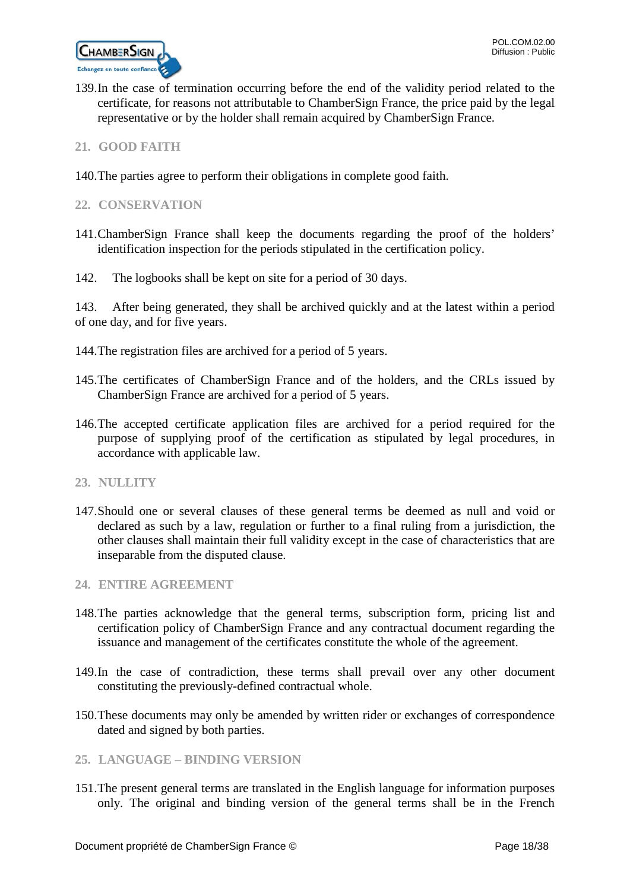139. In the case of termination occurring before the end of the validity period related to the certificate, for reasons not attributable to ChamberSign France, the price paid by the legal representative or by the holder shall remain acquired by ChamberSign France.

## 21. GOOD FAITH

140. The parties agree to perform their obligations in complete good faith.

## 22. CONSERVATION

141. ChamberSign France shall keep the documents regarding the proof of the holders' identification inspection for the periods stipulated in the certification policy.

142. The logbooks shall be kept on site for a period of 30 days.

143. After being generated, they shall be archived quickly and at the latest within a period of one day, and for five years.

144. The registration files are archived for a period of 5 years.

145. The certificates of ChamberSign France and of the holders, and the CRLs issued by ChamberSign France are archived for a period of 5 years.

146. The accepted certificate application files are archived for a period required for the purpose of supplying proof of the certification as stipulated by legal procedures, in accordance with applicable law.

## 23. NULLITY

147. Should one or several clauses of these general terms be deemed as null and void or declared as such by a law, regulation or further to a final ruling from a jurisdiction, the other clauses shall maintain their full validity except in the case of characteristics that are inseparable from the disputed clause.

## 24. ENTIRE AGREEMENT

148. The parties acknowledge that the general terms, subscription form, pricing list and certification policy of ChamberSign France and any contractual document regarding the issuance and management of the certificates constitute the whole of the agreement.

149. In the case of contradiction, these terms shall prevail over any other document constituting the previously-defined contractual whole.

150. These documents may only be amended by written rider or exchanges of correspondence dated and signed by both parties.

## 25. LANGUAGE – BINDING VERSION

151. The present general terms are translated in the English language for information purposes only. The original and binding version of the general terms shall be in the French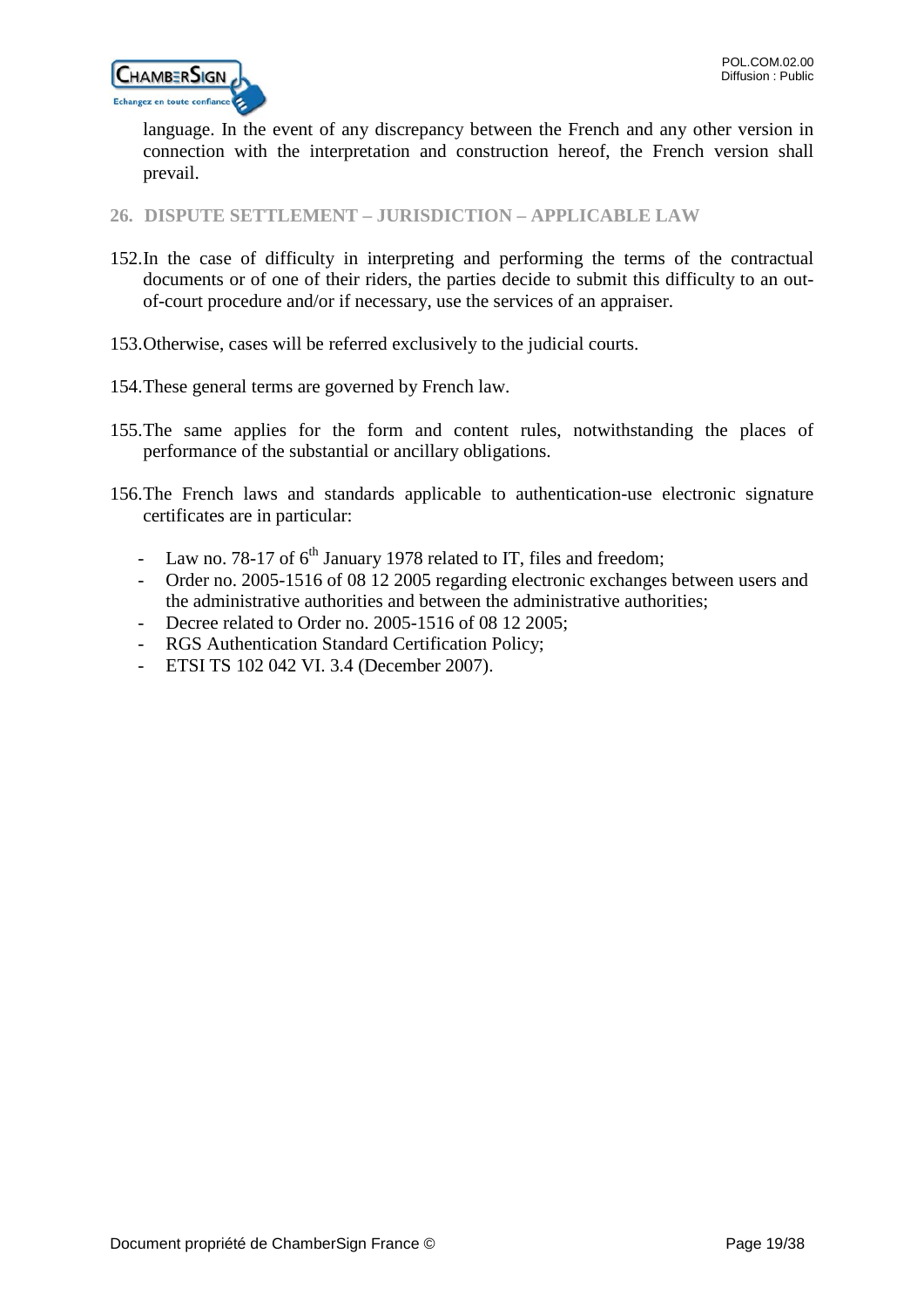language. In the event of any discrepancy between the French and any other version in connection with the interpretation and construction hereof, the French version shall prevail.

## 26. DISPUTE SETTLEMENT – JURISDICTION – APPLICABLE LAW

152. In the case of difficulty in interpreting and performing the terms of the contractual documents or of one of their riders, the parties decide to submit this difficulty to an out-of-court procedure and/or if necessary, use the services of an appraiser.

153. Otherwise, cases will be referred exclusively to the judicial courts.

154. These general terms are governed by French law.

155. The same applies for the form and content rules, notwithstanding the places of performance of the substantial or ancillary obligations.

156. The French laws and standards applicable to authentication-use electronic signature certificates are in particular:

- Law no. 78-17 of 6th January 1978 related to IT, files and freedom;
- Order no. 2005-1516 of 08 12 2005 regarding electronic exchanges between users and the administrative authorities and between the administrative authorities;
- Decree related to Order no. 2005-1516 of 08 12 2005;
- RGS Authentication Standard Certification Policy;
- ETSI TS 102 042 VI. 3.4 (December 2007).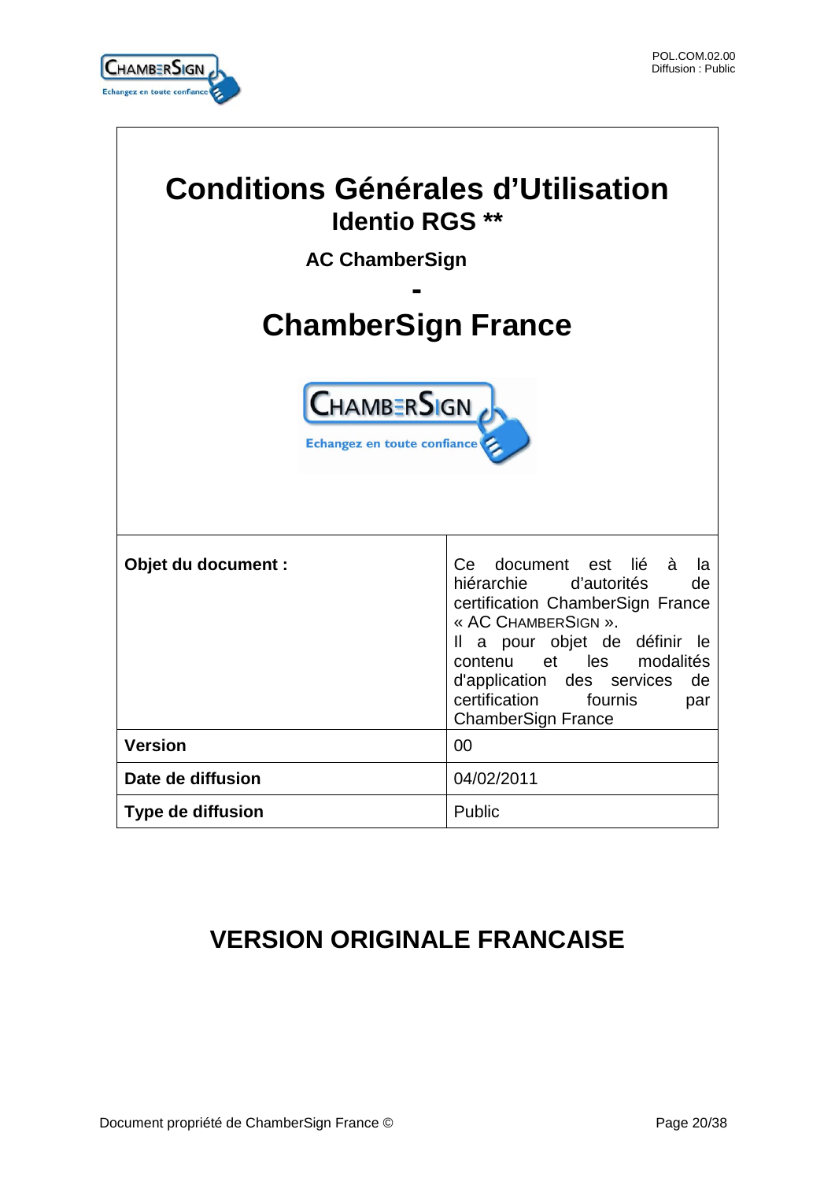# Conditions Générales d'Utilisation

## Identio RGS **

### AC ChamberSign

-

## ChamberSign France

| **Objet du document :** | Ce document est lié à la hiérarchie d'autorités de certification ChamberSign France « AC CHAMBERSIGN ». Il a pour objet de définir le contenu et les modalités d'application des services de certification fournis par ChamberSign France |
|---|---|
| **Version** | 00 |
| **Date de diffusion** | 04/02/2011 |
| **Type de diffusion** | Public |

## VERSION ORIGINALE FRANCAISE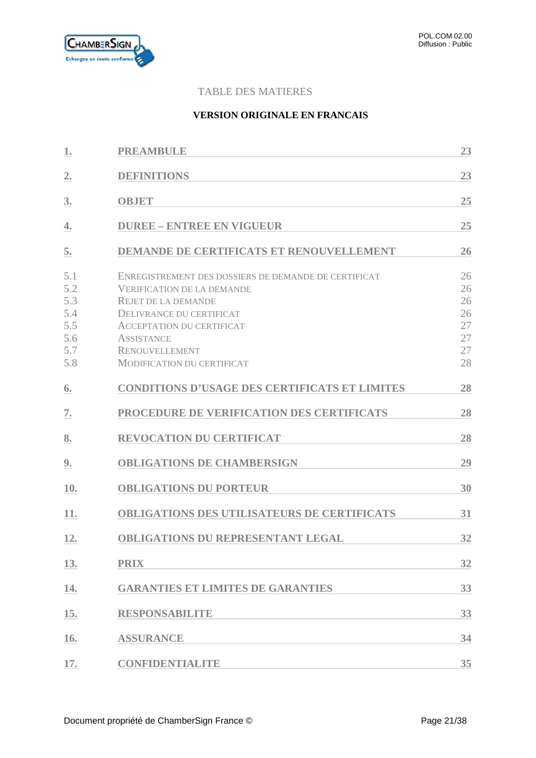TABLE DES MATIERES

**VERSION ORIGINALE EN FRANCAIS**

| | | |
|---|---|---|
| **1.** | **PREAMBULE** | **23** |
| **2.** | **DEFINITIONS** | **23** |
| **3.** | **OBJET** | **25** |
| **4.** | **DUREE – ENTREE EN VIGUEUR** | **25** |
| **5.** | **DEMANDE DE CERTIFICATS ET RENOUVELLEMENT** | **26** |
| 5.1 | ENREGISTREMENT DES DOSSIERS DE DEMANDE DE CERTIFICAT | 26 |
| 5.2 | VERIFICATION DE LA DEMANDE | 26 |
| 5.3 | REJET DE LA DEMANDE | 26 |
| 5.4 | DELIVRANCE DU CERTIFICAT | 26 |
| 5.5 | ACCEPTATION DU CERTIFICAT | 27 |
| 5.6 | ASSISTANCE | 27 |
| 5.7 | RENOUVELLEMENT | 27 |
| 5.8 | MODIFICATION DU CERTIFICAT | 28 |
| **6.** | **CONDITIONS D'USAGE DES CERTIFICATS ET LIMITES** | **28** |
| **7.** | **PROCEDURE DE VERIFICATION DES CERTIFICATS** | **28** |
| **8.** | **REVOCATION DU CERTIFICAT** | **28** |
| **9.** | **OBLIGATIONS DE CHAMBERSIGN** | **29** |
| **10.** | **OBLIGATIONS DU PORTEUR** | **30** |
| **11.** | **OBLIGATIONS DES UTILISATEURS DE CERTIFICATS** | **31** |
| **12.** | **OBLIGATIONS DU REPRESENTANT LEGAL** | **32** |
| **13.** | **PRIX** | **32** |
| **14.** | **GARANTIES ET LIMITES DE GARANTIES** | **33** |
| **15.** | **RESPONSABILITE** | **33** |
| **16.** | **ASSURANCE** | **34** |
| **17.** | **CONFIDENTIALITE** | **35** |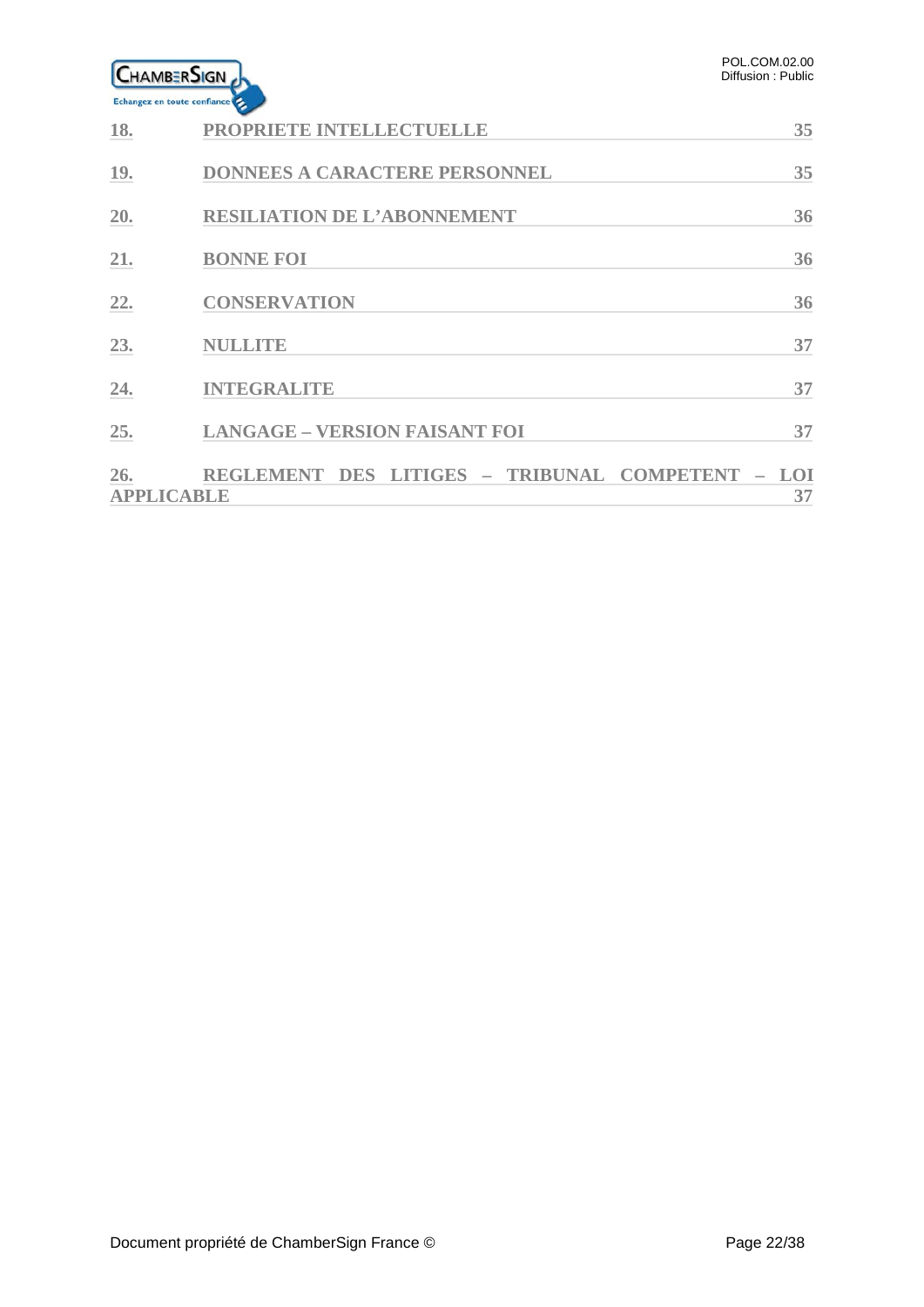| | | |
|---|---|---|
| **18.** | **PROPRIETE INTELLECTUELLE** | **35** |
| **19.** | **DONNEES A CARACTERE PERSONNEL** | **35** |
| **20.** | **RESILIATION DE L'ABONNEMENT** | **36** |
| **21.** | **BONNE FOI** | **36** |
| **22.** | **CONSERVATION** | **36** |
| **23.** | **NULLITE** | **37** |
| **24.** | **INTEGRALITE** | **37** |
| **25.** | **LANGAGE – VERSION FAISANT FOI** | **37** |
| **26.** | **REGLEMENT DES LITIGES – TRIBUNAL COMPETENT – LOI APPLICABLE** | **37** |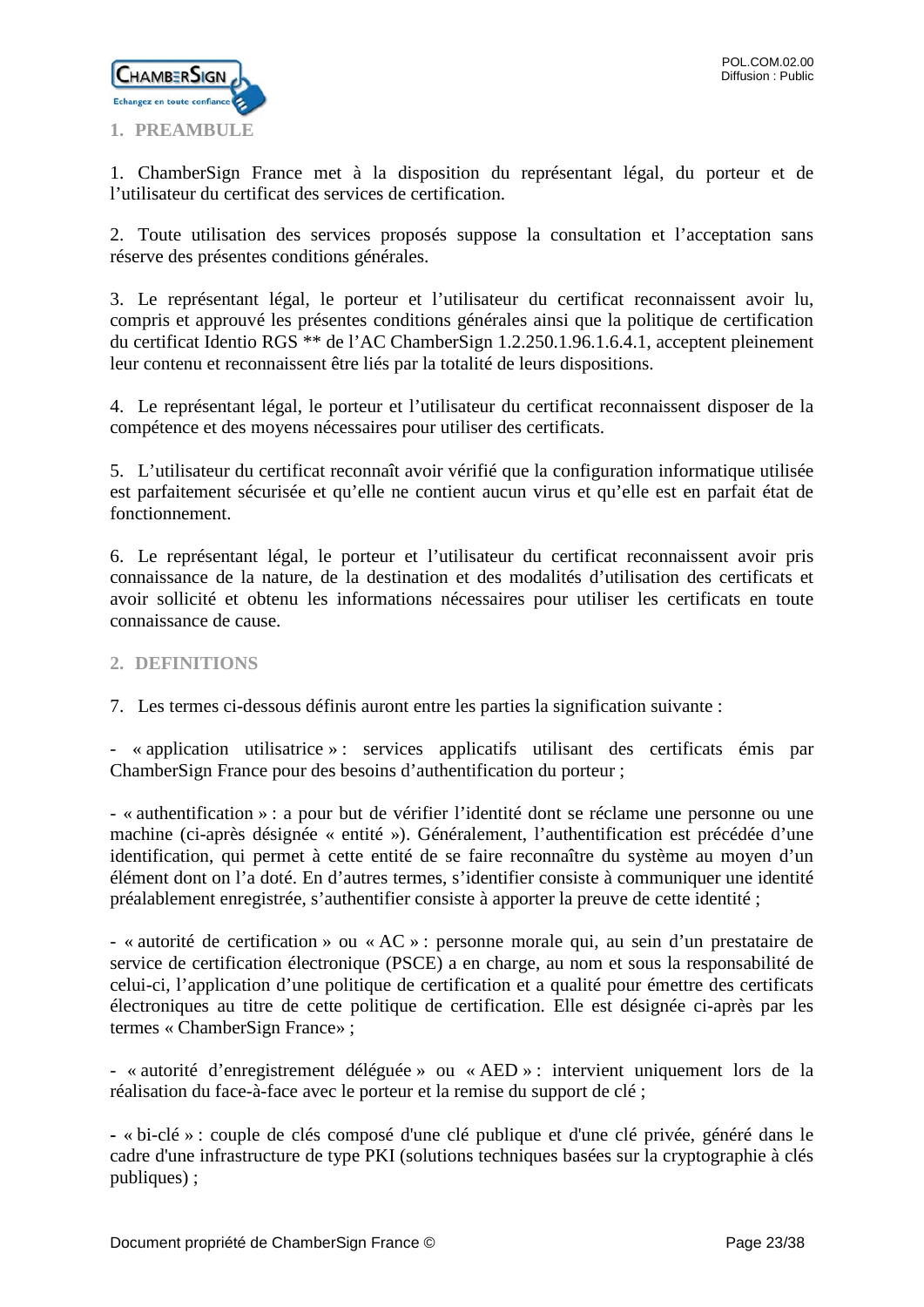## 1. PREAMBULE

1. ChamberSign France met à la disposition du représentant légal, du porteur et de l'utilisateur du certificat des services de certification.

2. Toute utilisation des services proposés suppose la consultation et l'acceptation sans réserve des présentes conditions générales.

3. Le représentant légal, le porteur et l'utilisateur du certificat reconnaissent avoir lu, compris et approuvé les présentes conditions générales ainsi que la politique de certification du certificat Identio RGS ** de l'AC ChamberSign 1.2.250.1.96.1.6.4.1, acceptent pleinement leur contenu et reconnaissent être liés par la totalité de leurs dispositions.

4. Le représentant légal, le porteur et l'utilisateur du certificat reconnaissent disposer de la compétence et des moyens nécessaires pour utiliser des certificats.

5. L'utilisateur du certificat reconnaît avoir vérifié que la configuration informatique utilisée est parfaitement sécurisée et qu'elle ne contient aucun virus et qu'elle est en parfait état de fonctionnement.

6. Le représentant légal, le porteur et l'utilisateur du certificat reconnaissent avoir pris connaissance de la nature, de la destination et des modalités d'utilisation des certificats et avoir sollicité et obtenu les informations nécessaires pour utiliser les certificats en toute connaissance de cause.

## 2. DEFINITIONS

7. Les termes ci-dessous définis auront entre les parties la signification suivante :

- « application utilisatrice » : services applicatifs utilisant des certificats émis par ChamberSign France pour des besoins d'authentification du porteur ;

- « authentification » : a pour but de vérifier l'identité dont se réclame une personne ou une machine (ci-après désignée « entité »). Généralement, l'authentification est précédée d'une identification, qui permet à cette entité de se faire reconnaître du système au moyen d'un élément dont on l'a doté. En d'autres termes, s'identifier consiste à communiquer une identité préalablement enregistrée, s'authentifier consiste à apporter la preuve de cette identité ;

- « autorité de certification » ou « AC » : personne morale qui, au sein d'un prestataire de service de certification électronique (PSCE) a en charge, au nom et sous la responsabilité de celui-ci, l'application d'une politique de certification et a qualité pour émettre des certificats électroniques au titre de cette politique de certification. Elle est désignée ci-après par les termes « ChamberSign France» ;

- « autorité d'enregistrement déléguée » ou « AED » : intervient uniquement lors de la réalisation du face-à-face avec le porteur et la remise du support de clé ;

- « bi-clé » : couple de clés composé d'une clé publique et d'une clé privée, généré dans le cadre d'une infrastructure de type PKI (solutions techniques basées sur la cryptographie à clés publiques) ;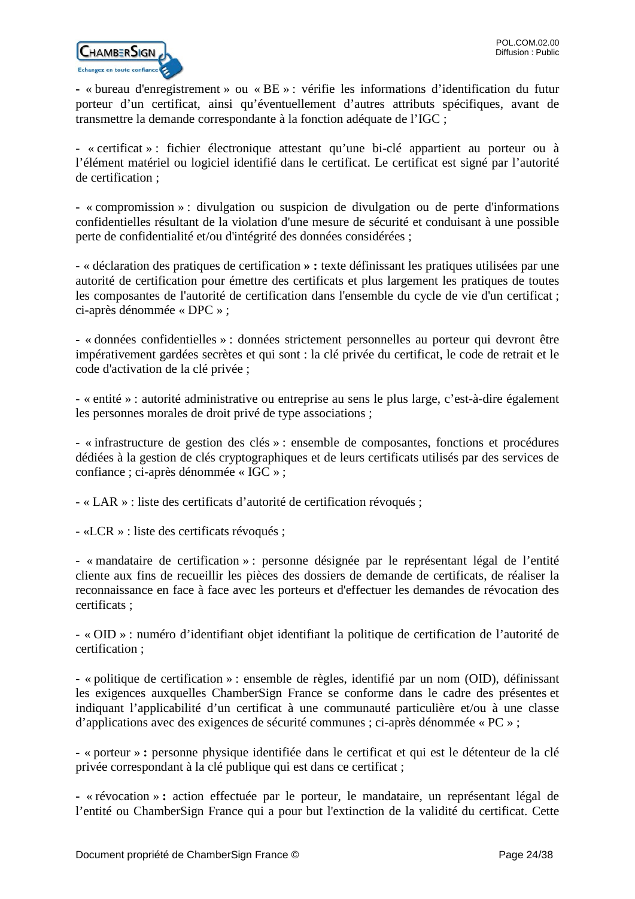- « bureau d'enregistrement » ou « BE » : vérifie les informations d'identification du futur porteur d'un certificat, ainsi qu'éventuellement d'autres attributs spécifiques, avant de transmettre la demande correspondante à la fonction adéquate de l'IGC ;

- « certificat » : fichier électronique attestant qu'une bi-clé appartient au porteur ou à l'élément matériel ou logiciel identifié dans le certificat. Le certificat est signé par l'autorité de certification ;

- « compromission » : divulgation ou suspicion de divulgation ou de perte d'informations confidentielles résultant de la violation d'une mesure de sécurité et conduisant à une possible perte de confidentialité et/ou d'intégrité des données considérées ;

- « déclaration des pratiques de certification **» :** texte définissant les pratiques utilisées par une autorité de certification pour émettre des certificats et plus largement les pratiques de toutes les composantes de l'autorité de certification dans l'ensemble du cycle de vie d'un certificat ; ci-après dénommée « DPC » ;

- « données confidentielles » : données strictement personnelles au porteur qui devront être impérativement gardées secrètes et qui sont : la clé privée du certificat, le code de retrait et le code d'activation de la clé privée ;

- « entité » : autorité administrative ou entreprise au sens le plus large, c'est-à-dire également les personnes morales de droit privé de type associations ;

- « infrastructure de gestion des clés » : ensemble de composantes, fonctions et procédures dédiées à la gestion de clés cryptographiques et de leurs certificats utilisés par des services de confiance ; ci-après dénommée « IGC » ;

- « LAR » : liste des certificats d'autorité de certification révoqués ;

- «LCR » : liste des certificats révoqués ;

- « mandataire de certification » : personne désignée par le représentant légal de l'entité cliente aux fins de recueillir les pièces des dossiers de demande de certificats, de réaliser la reconnaissance en face à face avec les porteurs et d'effectuer les demandes de révocation des certificats ;

- « OID » : numéro d'identifiant objet identifiant la politique de certification de l'autorité de certification ;

- « politique de certification » : ensemble de règles, identifié par un nom (OID), définissant les exigences auxquelles ChamberSign France se conforme dans le cadre des présentes et indiquant l'applicabilité d'un certificat à une communauté particulière et/ou à une classe d'applications avec des exigences de sécurité communes ; ci-après dénommée « PC » ;

- « porteur » **:** personne physique identifiée dans le certificat et qui est le détenteur de la clé privée correspondant à la clé publique qui est dans ce certificat ;

- « révocation » **:** action effectuée par le porteur, le mandataire, un représentant légal de l'entité ou ChamberSign France qui a pour but l'extinction de la validité du certificat. Cette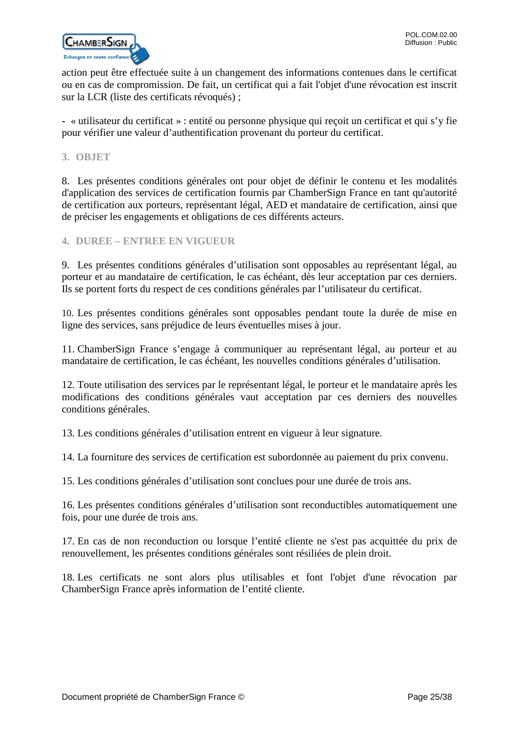action peut être effectuée suite à un changement des informations contenues dans le certificat ou en cas de compromission. De fait, un certificat qui a fait l'objet d'une révocation est inscrit sur la LCR (liste des certificats révoqués) ;

- « utilisateur du certificat » : entité ou personne physique qui reçoit un certificat et qui s'y fie pour vérifier une valeur d'authentification provenant du porteur du certificat.

## 3. OBJET

8. Les présentes conditions générales ont pour objet de définir le contenu et les modalités d'application des services de certification fournis par ChamberSign France en tant qu'autorité de certification aux porteurs, représentant légal, AED et mandataire de certification, ainsi que de préciser les engagements et obligations de ces différents acteurs.

## 4. DUREE – ENTREE EN VIGUEUR

9. Les présentes conditions générales d'utilisation sont opposables au représentant légal, au porteur et au mandataire de certification, le cas échéant, dès leur acceptation par ces derniers. Ils se portent forts du respect de ces conditions générales par l'utilisateur du certificat.

10. Les présentes conditions générales sont opposables pendant toute la durée de mise en ligne des services, sans préjudice de leurs éventuelles mises à jour.

11. ChamberSign France s'engage à communiquer au représentant légal, au porteur et au mandataire de certification, le cas échéant, les nouvelles conditions générales d'utilisation.

12. Toute utilisation des services par le représentant légal, le porteur et le mandataire après les modifications des conditions générales vaut acceptation par ces derniers des nouvelles conditions générales.

13. Les conditions générales d'utilisation entrent en vigueur à leur signature.

14. La fourniture des services de certification est subordonnée au paiement du prix convenu.

15. Les conditions générales d'utilisation sont conclues pour une durée de trois ans.

16. Les présentes conditions générales d'utilisation sont reconductibles automatiquement une fois, pour une durée de trois ans.

17. En cas de non reconduction ou lorsque l'entité cliente ne s'est pas acquittée du prix de renouvellement, les présentes conditions générales sont résiliées de plein droit.

18. Les certificats ne sont alors plus utilisables et font l'objet d'une révocation par ChamberSign France après information de l'entité cliente.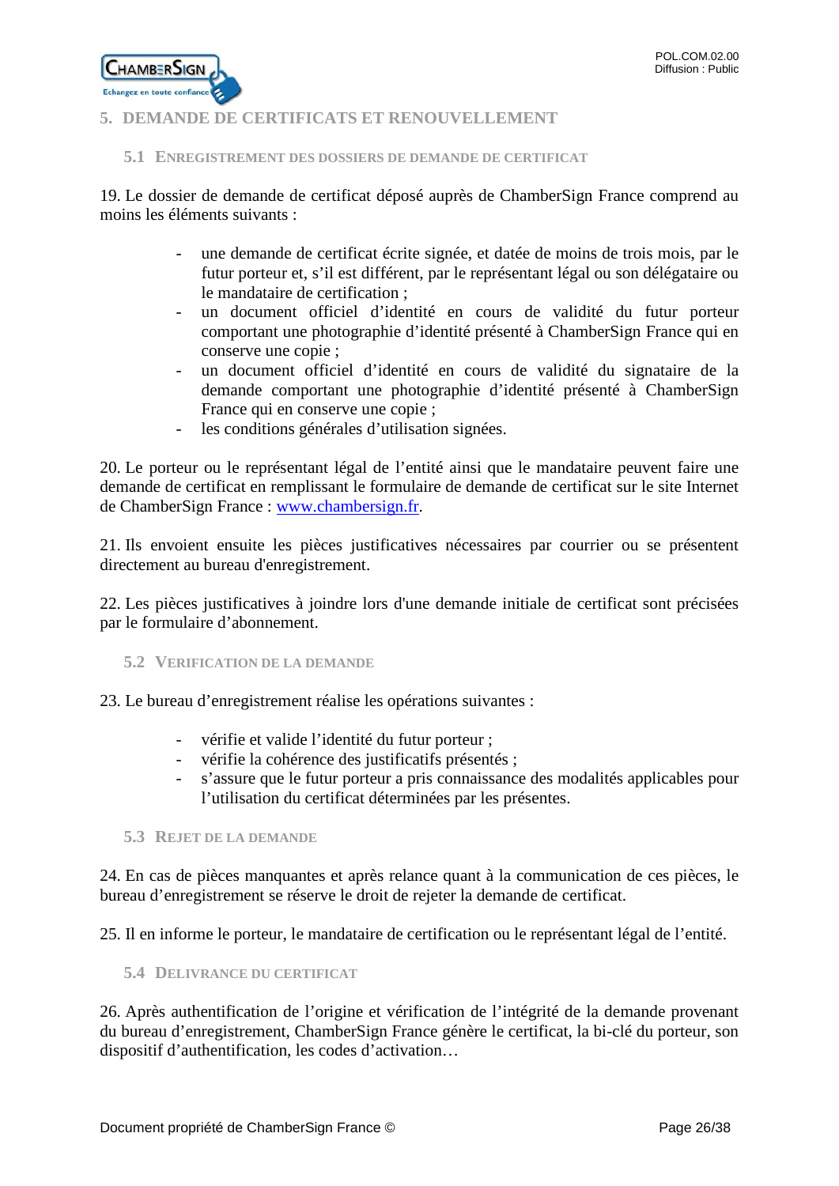## 5. DEMANDE DE CERTIFICATS ET RENOUVELLEMENT

### 5.1 ENREGISTREMENT DES DOSSIERS DE DEMANDE DE CERTIFICAT

19. Le dossier de demande de certificat déposé auprès de ChamberSign France comprend au moins les éléments suivants :

- une demande de certificat écrite signée, et datée de moins de trois mois, par le futur porteur et, s'il est différent, par le représentant légal ou son délégataire ou le mandataire de certification ;
- un document officiel d'identité en cours de validité du futur porteur comportant une photographie d'identité présenté à ChamberSign France qui en conserve une copie ;
- un document officiel d'identité en cours de validité du signataire de la demande comportant une photographie d'identité présenté à ChamberSign France qui en conserve une copie ;
- les conditions générales d'utilisation signées.

20. Le porteur ou le représentant légal de l'entité ainsi que le mandataire peuvent faire une demande de certificat en remplissant le formulaire de demande de certificat sur le site Internet de ChamberSign France : [www.chambersign.fr](http://www.chambersign.fr).

21. Ils envoient ensuite les pièces justificatives nécessaires par courrier ou se présentent directement au bureau d'enregistrement.

22. Les pièces justificatives à joindre lors d'une demande initiale de certificat sont précisées par le formulaire d'abonnement.

### 5.2 VERIFICATION DE LA DEMANDE

23. Le bureau d'enregistrement réalise les opérations suivantes :

- vérifie et valide l'identité du futur porteur ;
- vérifie la cohérence des justificatifs présentés ;
- s'assure que le futur porteur a pris connaissance des modalités applicables pour l'utilisation du certificat déterminées par les présentes.

### 5.3 REJET DE LA DEMANDE

24. En cas de pièces manquantes et après relance quant à la communication de ces pièces, le bureau d'enregistrement se réserve le droit de rejeter la demande de certificat.

25. Il en informe le porteur, le mandataire de certification ou le représentant légal de l'entité.

### 5.4 DELIVRANCE DU CERTIFICAT

26. Après authentification de l'origine et vérification de l'intégrité de la demande provenant du bureau d'enregistrement, ChamberSign France génère le certificat, la bi-clé du porteur, son dispositif d'authentification, les codes d'activation…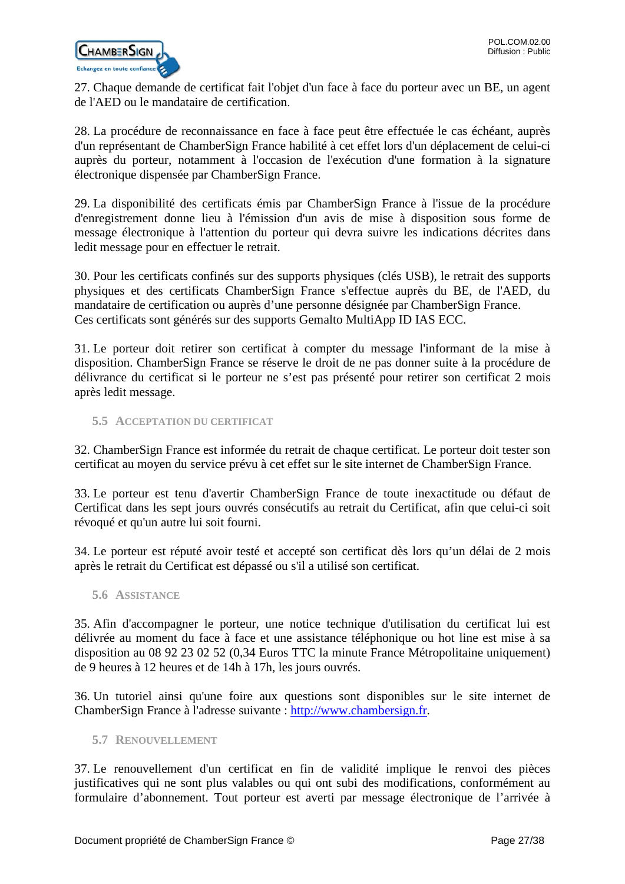27. Chaque demande de certificat fait l'objet d'un face à face du porteur avec un BE, un agent de l'AED ou le mandataire de certification.

28. La procédure de reconnaissance en face à face peut être effectuée le cas échéant, auprès d'un représentant de ChamberSign France habilité à cet effet lors d'un déplacement de celui-ci auprès du porteur, notamment à l'occasion de l'exécution d'une formation à la signature électronique dispensée par ChamberSign France.

29. La disponibilité des certificats émis par ChamberSign France à l'issue de la procédure d'enregistrement donne lieu à l'émission d'un avis de mise à disposition sous forme de message électronique à l'attention du porteur qui devra suivre les indications décrites dans ledit message pour en effectuer le retrait.

30. Pour les certificats confinés sur des supports physiques (clés USB), le retrait des supports physiques et des certificats ChamberSign France s'effectue auprès du BE, de l'AED, du mandataire de certification ou auprès d'une personne désignée par ChamberSign France.
Ces certificats sont générés sur des supports Gemalto MultiApp ID IAS ECC.

31. Le porteur doit retirer son certificat à compter du message l'informant de la mise à disposition. ChamberSign France se réserve le droit de ne pas donner suite à la procédure de délivrance du certificat si le porteur ne s'est pas présenté pour retirer son certificat 2 mois après ledit message.

### 5.5 Acceptation du certificat

32. ChamberSign France est informée du retrait de chaque certificat. Le porteur doit tester son certificat au moyen du service prévu à cet effet sur le site internet de ChamberSign France.

33. Le porteur est tenu d'avertir ChamberSign France de toute inexactitude ou défaut de Certificat dans les sept jours ouvrés consécutifs au retrait du Certificat, afin que celui-ci soit révoqué et qu'un autre lui soit fourni.

34. Le porteur est réputé avoir testé et accepté son certificat dès lors qu'un délai de 2 mois après le retrait du Certificat est dépassé ou s'il a utilisé son certificat.

### 5.6 Assistance

35. Afin d'accompagner le porteur, une notice technique d'utilisation du certificat lui est délivrée au moment du face à face et une assistance téléphonique ou hot line est mise à sa disposition au 08 92 23 02 52 (0,34 Euros TTC la minute France Métropolitaine uniquement) de 9 heures à 12 heures et de 14h à 17h, les jours ouvrés.

36. Un tutoriel ainsi qu'une foire aux questions sont disponibles sur le site internet de ChamberSign France à l'adresse suivante : [http://www.chambersign.fr](http://www.chambersign.fr).

### 5.7 Renouvellement

37. Le renouvellement d'un certificat en fin de validité implique le renvoi des pièces justificatives qui ne sont plus valables ou qui ont subi des modifications, conformément au formulaire d'abonnement. Tout porteur est averti par message électronique de l'arrivée à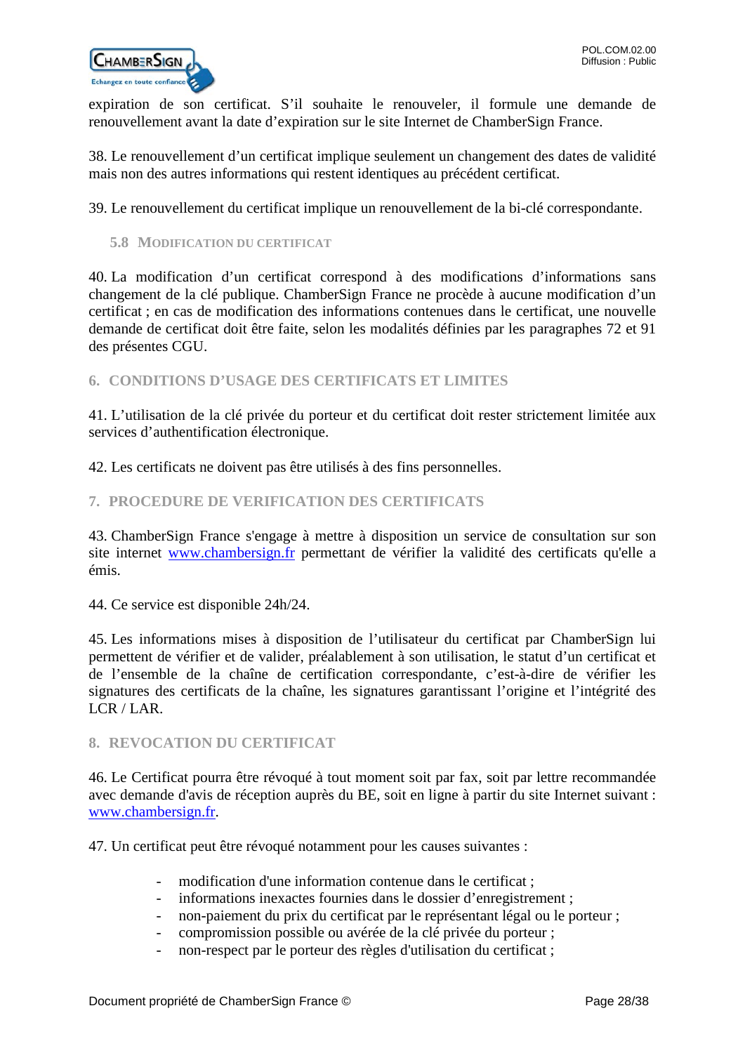expiration de son certificat. S'il souhaite le renouveler, il formule une demande de renouvellement avant la date d'expiration sur le site Internet de ChamberSign France.

38. Le renouvellement d'un certificat implique seulement un changement des dates de validité mais non des autres informations qui restent identiques au précédent certificat.

39. Le renouvellement du certificat implique un renouvellement de la bi-clé correspondante.

### 5.8 Modification du certificat

40. La modification d'un certificat correspond à des modifications d'informations sans changement de la clé publique. ChamberSign France ne procède à aucune modification d'un certificat ; en cas de modification des informations contenues dans le certificat, une nouvelle demande de certificat doit être faite, selon les modalités définies par les paragraphes 72 et 91 des présentes CGU.

## 6. CONDITIONS D'USAGE DES CERTIFICATS ET LIMITES

41. L'utilisation de la clé privée du porteur et du certificat doit rester strictement limitée aux services d'authentification électronique.

42. Les certificats ne doivent pas être utilisés à des fins personnelles.

## 7. PROCEDURE DE VERIFICATION DES CERTIFICATS

43. ChamberSign France s'engage à mettre à disposition un service de consultation sur son site internet www.chambersign.fr permettant de vérifier la validité des certificats qu'elle a émis.

44. Ce service est disponible 24h/24.

45. Les informations mises à disposition de l'utilisateur du certificat par ChamberSign lui permettent de vérifier et de valider, préalablement à son utilisation, le statut d'un certificat et de l'ensemble de la chaîne de certification correspondante, c'est-à-dire de vérifier les signatures des certificats de la chaîne, les signatures garantissant l'origine et l'intégrité des LCR / LAR.

## 8. REVOCATION DU CERTIFICAT

46. Le Certificat pourra être révoqué à tout moment soit par fax, soit par lettre recommandée avec demande d'avis de réception auprès du BE, soit en ligne à partir du site Internet suivant : www.chambersign.fr.

47. Un certificat peut être révoqué notamment pour les causes suivantes :

- modification d'une information contenue dans le certificat ;
- informations inexactes fournies dans le dossier d'enregistrement ;
- non-paiement du prix du certificat par le représentant légal ou le porteur ;
- compromission possible ou avérée de la clé privée du porteur ;
- non-respect par le porteur des règles d'utilisation du certificat ;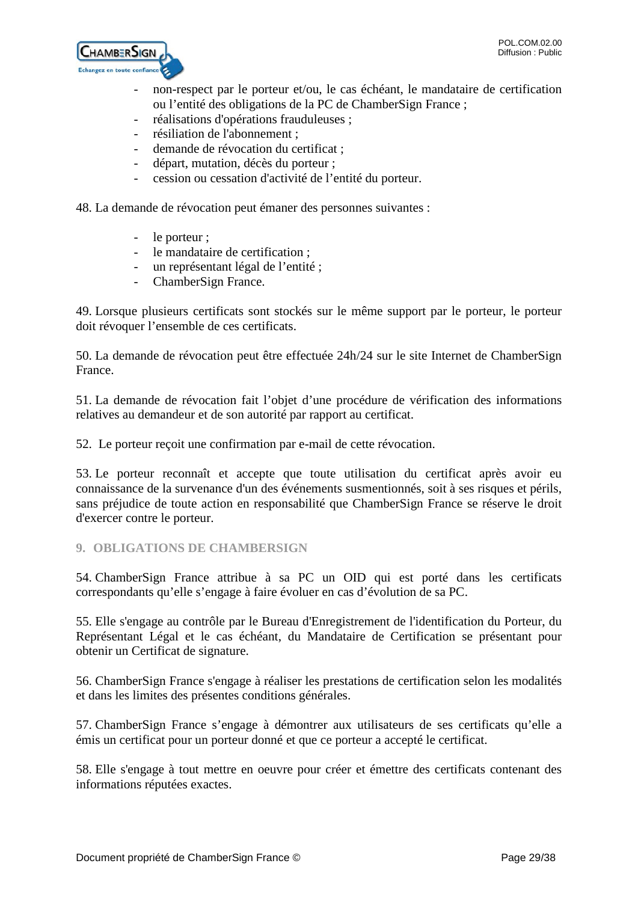- non-respect par le porteur et/ou, le cas échéant, le mandataire de certification ou l'entité des obligations de la PC de ChamberSign France ;
- réalisations d'opérations frauduleuses ;
- résiliation de l'abonnement ;
- demande de révocation du certificat ;
- départ, mutation, décès du porteur ;
- cession ou cessation d'activité de l'entité du porteur.

48. La demande de révocation peut émaner des personnes suivantes :

- le porteur ;
- le mandataire de certification ;
- un représentant légal de l'entité ;
- ChamberSign France.

49. Lorsque plusieurs certificats sont stockés sur le même support par le porteur, le porteur doit révoquer l'ensemble de ces certificats.

50. La demande de révocation peut être effectuée 24h/24 sur le site Internet de ChamberSign France.

51. La demande de révocation fait l'objet d'une procédure de vérification des informations relatives au demandeur et de son autorité par rapport au certificat.

52. Le porteur reçoit une confirmation par e-mail de cette révocation.

53. Le porteur reconnaît et accepte que toute utilisation du certificat après avoir eu connaissance de la survenance d'un des événements susmentionnés, soit à ses risques et périls, sans préjudice de toute action en responsabilité que ChamberSign France se réserve le droit d'exercer contre le porteur.

## 9. OBLIGATIONS DE CHAMBERSIGN

54. ChamberSign France attribue à sa PC un OID qui est porté dans les certificats correspondants qu'elle s'engage à faire évoluer en cas d'évolution de sa PC.

55. Elle s'engage au contrôle par le Bureau d'Enregistrement de l'identification du Porteur, du Représentant Légal et le cas échéant, du Mandataire de Certification se présentant pour obtenir un Certificat de signature.

56. ChamberSign France s'engage à réaliser les prestations de certification selon les modalités et dans les limites des présentes conditions générales.

57. ChamberSign France s'engage à démontrer aux utilisateurs de ses certificats qu'elle a émis un certificat pour un porteur donné et que ce porteur a accepté le certificat.

58. Elle s'engage à tout mettre en oeuvre pour créer et émettre des certificats contenant des informations réputées exactes.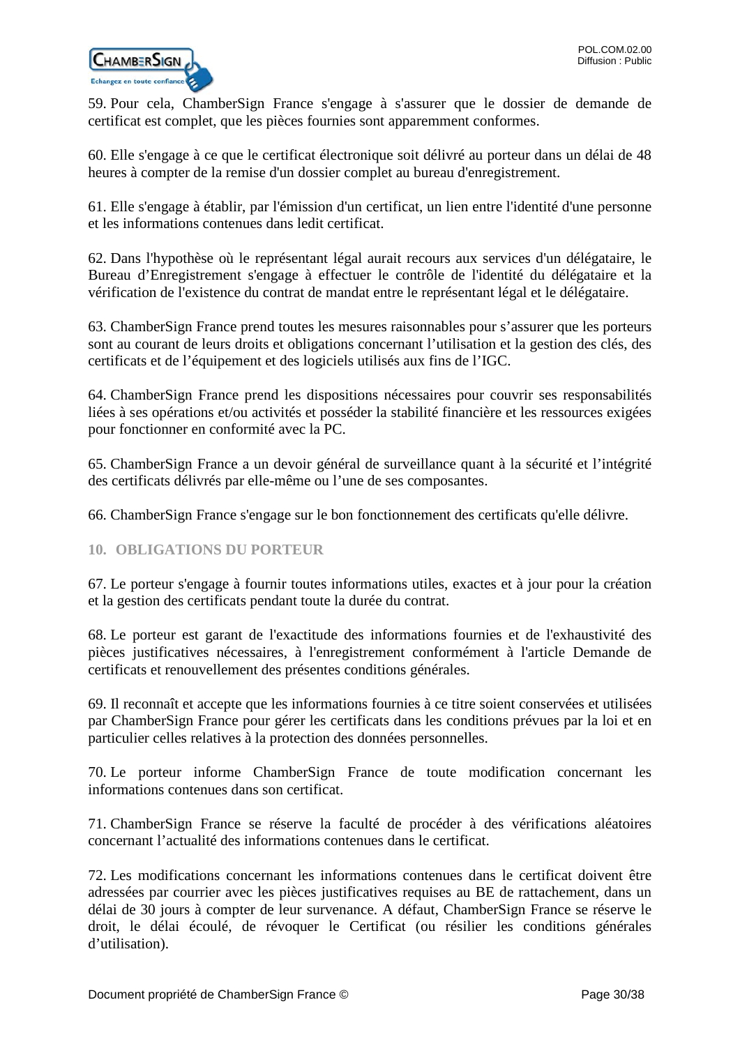59. Pour cela, ChamberSign France s'engage à s'assurer que le dossier de demande de certificat est complet, que les pièces fournies sont apparemment conformes.

60. Elle s'engage à ce que le certificat électronique soit délivré au porteur dans un délai de 48 heures à compter de la remise d'un dossier complet au bureau d'enregistrement.

61. Elle s'engage à établir, par l'émission d'un certificat, un lien entre l'identité d'une personne et les informations contenues dans ledit certificat.

62. Dans l'hypothèse où le représentant légal aurait recours aux services d'un délégataire, le Bureau d'Enregistrement s'engage à effectuer le contrôle de l'identité du délégataire et la vérification de l'existence du contrat de mandat entre le représentant légal et le délégataire.

63. ChamberSign France prend toutes les mesures raisonnables pour s'assurer que les porteurs sont au courant de leurs droits et obligations concernant l'utilisation et la gestion des clés, des certificats et de l'équipement et des logiciels utilisés aux fins de l'IGC.

64. ChamberSign France prend les dispositions nécessaires pour couvrir ses responsabilités liées à ses opérations et/ou activités et posséder la stabilité financière et les ressources exigées pour fonctionner en conformité avec la PC.

65. ChamberSign France a un devoir général de surveillance quant à la sécurité et l'intégrité des certificats délivrés par elle-même ou l'une de ses composantes.

66. ChamberSign France s'engage sur le bon fonctionnement des certificats qu'elle délivre.

## 10. OBLIGATIONS DU PORTEUR

67. Le porteur s'engage à fournir toutes informations utiles, exactes et à jour pour la création et la gestion des certificats pendant toute la durée du contrat.

68. Le porteur est garant de l'exactitude des informations fournies et de l'exhaustivité des pièces justificatives nécessaires, à l'enregistrement conformément à l'article Demande de certificats et renouvellement des présentes conditions générales.

69. Il reconnaît et accepte que les informations fournies à ce titre soient conservées et utilisées par ChamberSign France pour gérer les certificats dans les conditions prévues par la loi et en particulier celles relatives à la protection des données personnelles.

70. Le porteur informe ChamberSign France de toute modification concernant les informations contenues dans son certificat.

71. ChamberSign France se réserve la faculté de procéder à des vérifications aléatoires concernant l'actualité des informations contenues dans le certificat.

72. Les modifications concernant les informations contenues dans le certificat doivent être adressées par courrier avec les pièces justificatives requises au BE de rattachement, dans un délai de 30 jours à compter de leur survenance. A défaut, ChamberSign France se réserve le droit, le délai écoulé, de révoquer le Certificat (ou résilier les conditions générales d'utilisation).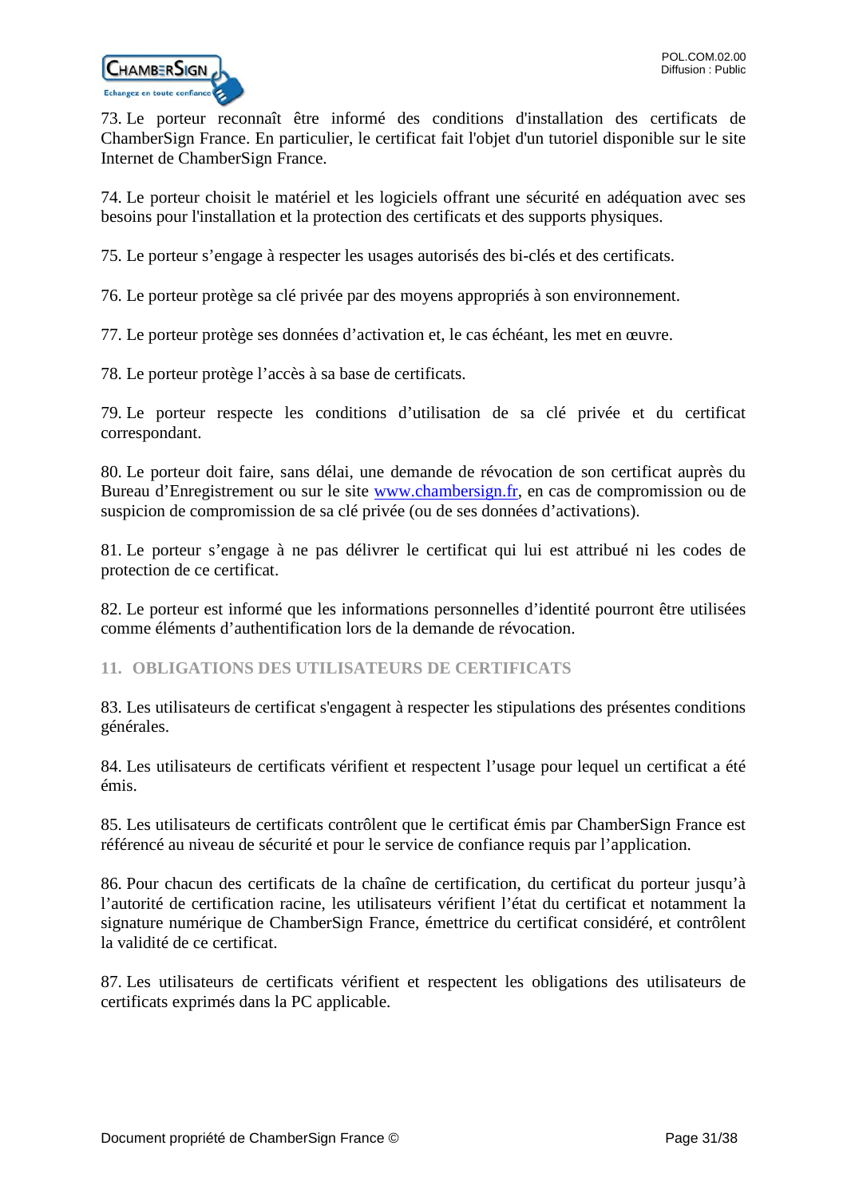73. Le porteur reconnaît être informé des conditions d'installation des certificats de ChamberSign France. En particulier, le certificat fait l'objet d'un tutoriel disponible sur le site Internet de ChamberSign France.

74. Le porteur choisit le matériel et les logiciels offrant une sécurité en adéquation avec ses besoins pour l'installation et la protection des certificats et des supports physiques.

75. Le porteur s'engage à respecter les usages autorisés des bi-clés et des certificats.

76. Le porteur protège sa clé privée par des moyens appropriés à son environnement.

77. Le porteur protège ses données d'activation et, le cas échéant, les met en œuvre.

78. Le porteur protège l'accès à sa base de certificats.

79. Le porteur respecte les conditions d'utilisation de sa clé privée et du certificat correspondant.

80. Le porteur doit faire, sans délai, une demande de révocation de son certificat auprès du Bureau d'Enregistrement ou sur le site [www.chambersign.fr](http://www.chambersign.fr), en cas de compromission ou de suspicion de compromission de sa clé privée (ou de ses données d'activations).

81. Le porteur s'engage à ne pas délivrer le certificat qui lui est attribué ni les codes de protection de ce certificat.

82. Le porteur est informé que les informations personnelles d'identité pourront être utilisées comme éléments d'authentification lors de la demande de révocation.

## 11. OBLIGATIONS DES UTILISATEURS DE CERTIFICATS

83. Les utilisateurs de certificat s'engagent à respecter les stipulations des présentes conditions générales.

84. Les utilisateurs de certificats vérifient et respectent l'usage pour lequel un certificat a été émis.

85. Les utilisateurs de certificats contrôlent que le certificat émis par ChamberSign France est référencé au niveau de sécurité et pour le service de confiance requis par l'application.

86. Pour chacun des certificats de la chaîne de certification, du certificat du porteur jusqu'à l'autorité de certification racine, les utilisateurs vérifient l'état du certificat et notamment la signature numérique de ChamberSign France, émettrice du certificat considéré, et contrôlent la validité de ce certificat.

87. Les utilisateurs de certificats vérifient et respectent les obligations des utilisateurs de certificats exprimés dans la PC applicable.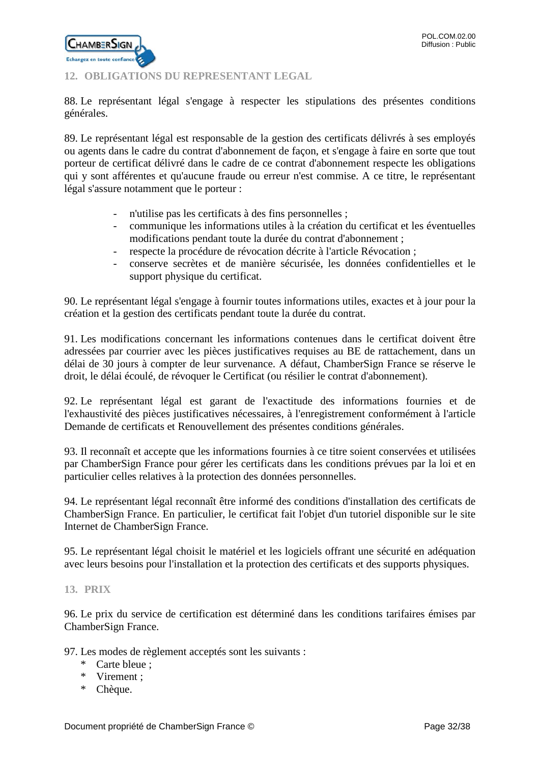## 12. OBLIGATIONS DU REPRESENTANT LEGAL

88. Le représentant légal s'engage à respecter les stipulations des présentes conditions générales.

89. Le représentant légal est responsable de la gestion des certificats délivrés à ses employés ou agents dans le cadre du contrat d'abonnement de façon, et s'engage à faire en sorte que tout porteur de certificat délivré dans le cadre de ce contrat d'abonnement respecte les obligations qui y sont afférentes et qu'aucune fraude ou erreur n'est commise. A ce titre, le représentant légal s'assure notamment que le porteur :

- n'utilise pas les certificats à des fins personnelles ;
- communique les informations utiles à la création du certificat et les éventuelles modifications pendant toute la durée du contrat d'abonnement ;
- respecte la procédure de révocation décrite à l'article Révocation ;
- conserve secrètes et de manière sécurisée, les données confidentielles et le support physique du certificat.

90. Le représentant légal s'engage à fournir toutes informations utiles, exactes et à jour pour la création et la gestion des certificats pendant toute la durée du contrat.

91. Les modifications concernant les informations contenues dans le certificat doivent être adressées par courrier avec les pièces justificatives requises au BE de rattachement, dans un délai de 30 jours à compter de leur survenance. A défaut, ChamberSign France se réserve le droit, le délai écoulé, de révoquer le Certificat (ou résilier le contrat d'abonnement).

92. Le représentant légal est garant de l'exactitude des informations fournies et de l'exhaustivité des pièces justificatives nécessaires, à l'enregistrement conformément à l'article Demande de certificats et Renouvellement des présentes conditions générales.

93. Il reconnaît et accepte que les informations fournies à ce titre soient conservées et utilisées par ChamberSign France pour gérer les certificats dans les conditions prévues par la loi et en particulier celles relatives à la protection des données personnelles.

94. Le représentant légal reconnaît être informé des conditions d'installation des certificats de ChamberSign France. En particulier, le certificat fait l'objet d'un tutoriel disponible sur le site Internet de ChamberSign France.

95. Le représentant légal choisit le matériel et les logiciels offrant une sécurité en adéquation avec leurs besoins pour l'installation et la protection des certificats et des supports physiques.

## 13. PRIX

96. Le prix du service de certification est déterminé dans les conditions tarifaires émises par ChamberSign France.

97. Les modes de règlement acceptés sont les suivants :

* Carte bleue ;
* Virement ;
* Chèque.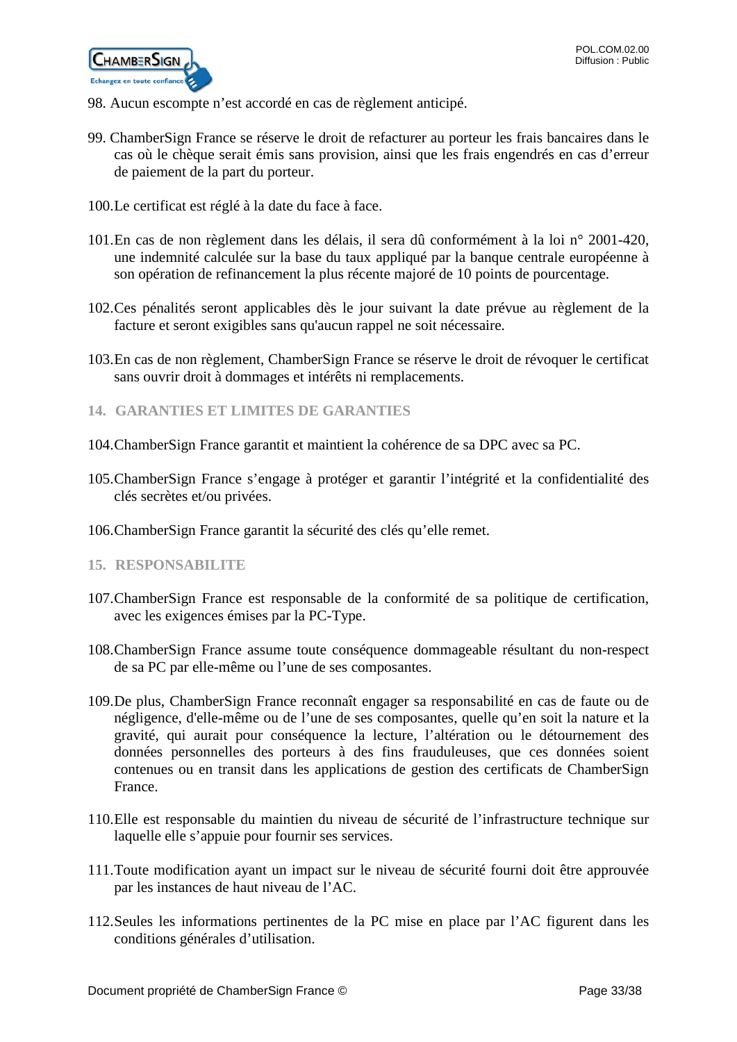98. Aucun escompte n'est accordé en cas de règlement anticipé.

99. ChamberSign France se réserve le droit de refacturer au porteur les frais bancaires dans le cas où le chèque serait émis sans provision, ainsi que les frais engendrés en cas d'erreur de paiement de la part du porteur.

100. Le certificat est réglé à la date du face à face.

101. En cas de non règlement dans les délais, il sera dû conformément à la loi n° 2001-420, une indemnité calculée sur la base du taux appliqué par la banque centrale européenne à son opération de refinancement la plus récente majoré de 10 points de pourcentage.

102. Ces pénalités seront applicables dès le jour suivant la date prévue au règlement de la facture et seront exigibles sans qu'aucun rappel ne soit nécessaire.

103. En cas de non règlement, ChamberSign France se réserve le droit de révoquer le certificat sans ouvrir droit à dommages et intérêts ni remplacements.

## 14. GARANTIES ET LIMITES DE GARANTIES

104. ChamberSign France garantit et maintient la cohérence de sa DPC avec sa PC.

105. ChamberSign France s'engage à protéger et garantir l'intégrité et la confidentialité des clés secrètes et/ou privées.

106. ChamberSign France garantit la sécurité des clés qu'elle remet.

## 15. RESPONSABILITE

107. ChamberSign France est responsable de la conformité de sa politique de certification, avec les exigences émises par la PC-Type.

108. ChamberSign France assume toute conséquence dommageable résultant du non-respect de sa PC par elle-même ou l'une de ses composantes.

109. De plus, ChamberSign France reconnaît engager sa responsabilité en cas de faute ou de négligence, d'elle-même ou de l'une de ses composantes, quelle qu'en soit la nature et la gravité, qui aurait pour conséquence la lecture, l'altération ou le détournement des données personnelles des porteurs à des fins frauduleuses, que ces données soient contenues ou en transit dans les applications de gestion des certificats de ChamberSign France.

110. Elle est responsable du maintien du niveau de sécurité de l'infrastructure technique sur laquelle elle s'appuie pour fournir ses services.

111. Toute modification ayant un impact sur le niveau de sécurité fourni doit être approuvée par les instances de haut niveau de l'AC.

112. Seules les informations pertinentes de la PC mise en place par l'AC figurent dans les conditions générales d'utilisation.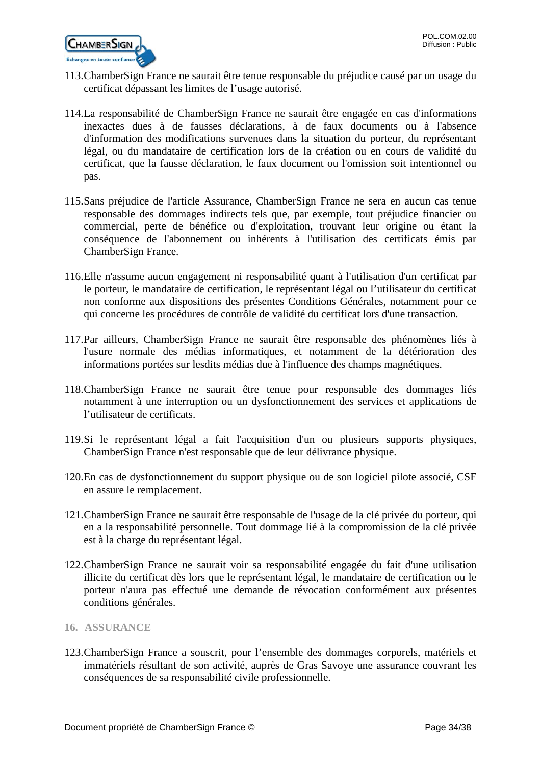113. ChamberSign France ne saurait être tenue responsable du préjudice causé par un usage du certificat dépassant les limites de l'usage autorisé.

114. La responsabilité de ChamberSign France ne saurait être engagée en cas d'informations inexactes dues à de fausses déclarations, à de faux documents ou à l'absence d'information des modifications survenues dans la situation du porteur, du représentant légal, ou du mandataire de certification lors de la création ou en cours de validité du certificat, que la fausse déclaration, le faux document ou l'omission soit intentionnel ou pas.

115. Sans préjudice de l'article Assurance, ChamberSign France ne sera en aucun cas tenue responsable des dommages indirects tels que, par exemple, tout préjudice financier ou commercial, perte de bénéfice ou d'exploitation, trouvant leur origine ou étant la conséquence de l'abonnement ou inhérents à l'utilisation des certificats émis par ChamberSign France.

116. Elle n'assume aucun engagement ni responsabilité quant à l'utilisation d'un certificat par le porteur, le mandataire de certification, le représentant légal ou l'utilisateur du certificat non conforme aux dispositions des présentes Conditions Générales, notamment pour ce qui concerne les procédures de contrôle de validité du certificat lors d'une transaction.

117. Par ailleurs, ChamberSign France ne saurait être responsable des phénomènes liés à l'usure normale des médias informatiques, et notamment de la détérioration des informations portées sur lesdits médias due à l'influence des champs magnétiques.

118. ChamberSign France ne saurait être tenue pour responsable des dommages liés notamment à une interruption ou un dysfonctionnement des services et applications de l'utilisateur de certificats.

119. Si le représentant légal a fait l'acquisition d'un ou plusieurs supports physiques, ChamberSign France n'est responsable que de leur délivrance physique.

120. En cas de dysfonctionnement du support physique ou de son logiciel pilote associé, CSF en assure le remplacement.

121. ChamberSign France ne saurait être responsable de l'usage de la clé privée du porteur, qui en a la responsabilité personnelle. Tout dommage lié à la compromission de la clé privée est à la charge du représentant légal.

122. ChamberSign France ne saurait voir sa responsabilité engagée du fait d'une utilisation illicite du certificat dès lors que le représentant légal, le mandataire de certification ou le porteur n'aura pas effectué une demande de révocation conformément aux présentes conditions générales.

## 16. ASSURANCE

123. ChamberSign France a souscrit, pour l'ensemble des dommages corporels, matériels et immatériels résultant de son activité, auprès de Gras Savoye une assurance couvrant les conséquences de sa responsabilité civile professionnelle.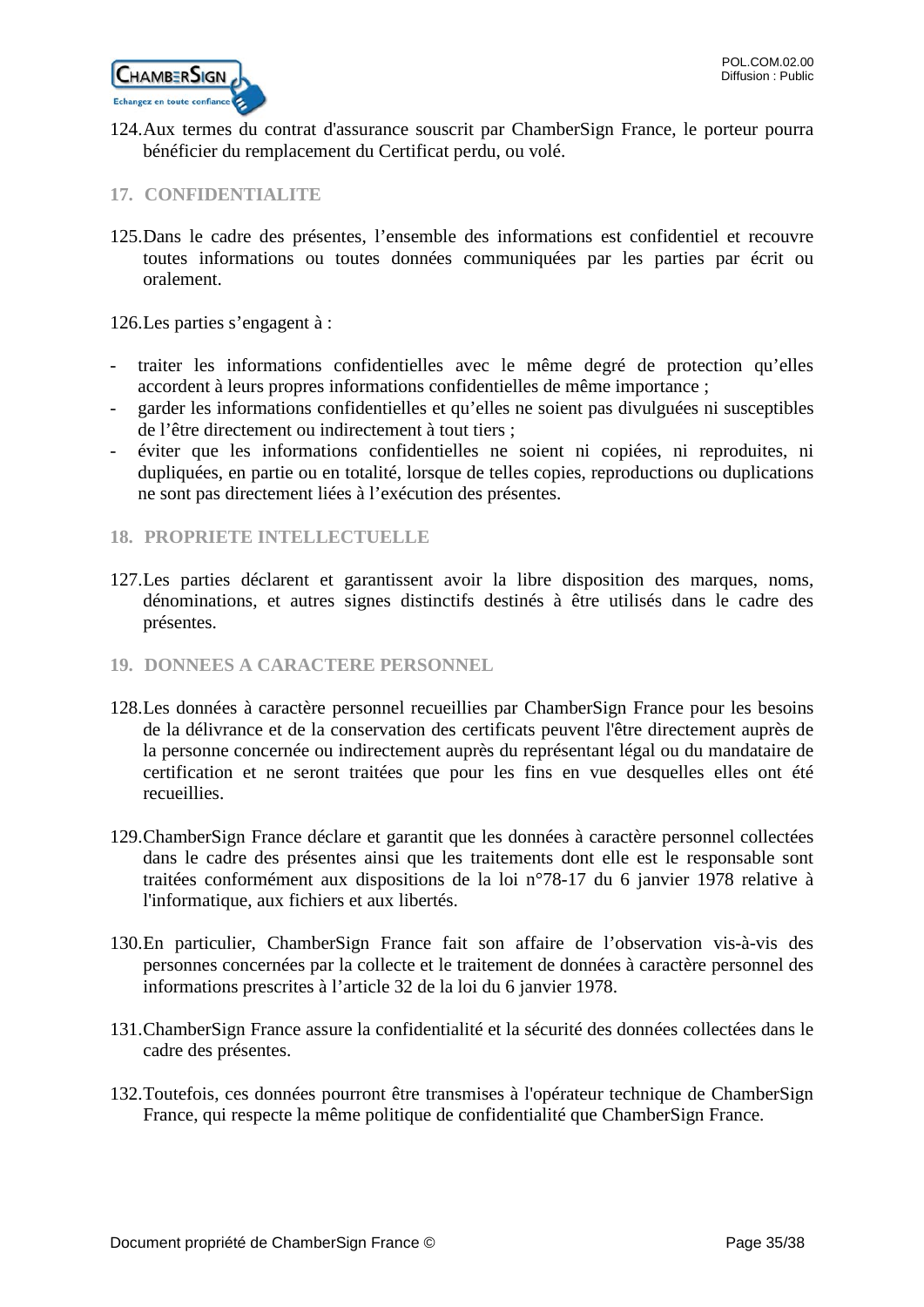124. Aux termes du contrat d'assurance souscrit par ChamberSign France, le porteur pourra bénéficier du remplacement du Certificat perdu, ou volé.

## 17. CONFIDENTIALITE

125. Dans le cadre des présentes, l'ensemble des informations est confidentiel et recouvre toutes informations ou toutes données communiquées par les parties par écrit ou oralement.

126. Les parties s'engagent à :

- traiter les informations confidentielles avec le même degré de protection qu'elles accordent à leurs propres informations confidentielles de même importance ;
- garder les informations confidentielles et qu'elles ne soient pas divulguées ni susceptibles de l'être directement ou indirectement à tout tiers ;
- éviter que les informations confidentielles ne soient ni copiées, ni reproduites, ni dupliquées, en partie ou en totalité, lorsque de telles copies, reproductions ou duplications ne sont pas directement liées à l'exécution des présentes.

## 18. PROPRIETE INTELLECTUELLE

127. Les parties déclarent et garantissent avoir la libre disposition des marques, noms, dénominations, et autres signes distinctifs destinés à être utilisés dans le cadre des présentes.

## 19. DONNEES A CARACTERE PERSONNEL

128. Les données à caractère personnel recueillies par ChamberSign France pour les besoins de la délivrance et de la conservation des certificats peuvent l'être directement auprès de la personne concernée ou indirectement auprès du représentant légal ou du mandataire de certification et ne seront traitées que pour les fins en vue desquelles elles ont été recueillies.

129. ChamberSign France déclare et garantit que les données à caractère personnel collectées dans le cadre des présentes ainsi que les traitements dont elle est le responsable sont traitées conformément aux dispositions de la loi n°78-17 du 6 janvier 1978 relative à l'informatique, aux fichiers et aux libertés.

130. En particulier, ChamberSign France fait son affaire de l'observation vis-à-vis des personnes concernées par la collecte et le traitement de données à caractère personnel des informations prescrites à l'article 32 de la loi du 6 janvier 1978.

131. ChamberSign France assure la confidentialité et la sécurité des données collectées dans le cadre des présentes.

132. Toutefois, ces données pourront être transmises à l'opérateur technique de ChamberSign France, qui respecte la même politique de confidentialité que ChamberSign France.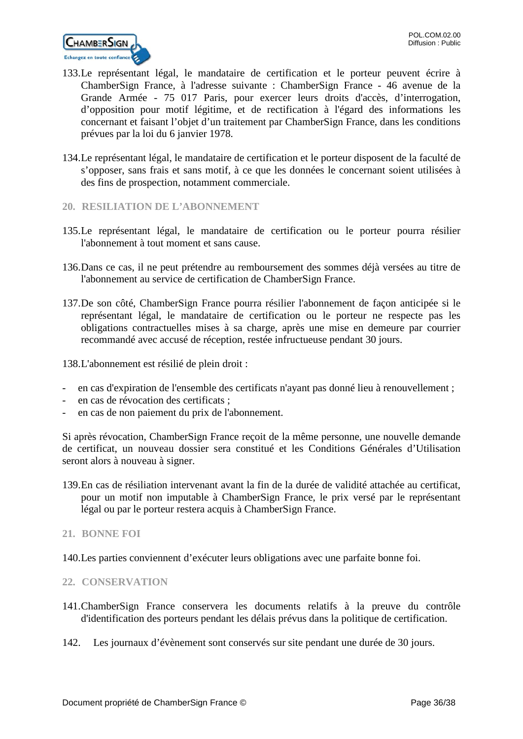133. Le représentant légal, le mandataire de certification et le porteur peuvent écrire à ChamberSign France, à l'adresse suivante : ChamberSign France - 46 avenue de la Grande Armée - 75 017 Paris, pour exercer leurs droits d'accès, d'interrogation, d'opposition pour motif légitime, et de rectification à l'égard des informations les concernant et faisant l'objet d'un traitement par ChamberSign France, dans les conditions prévues par la loi du 6 janvier 1978.

134. Le représentant légal, le mandataire de certification et le porteur disposent de la faculté de s'opposer, sans frais et sans motif, à ce que les données le concernant soient utilisées à des fins de prospection, notamment commerciale.

## 20. RESILIATION DE L'ABONNEMENT

135. Le représentant légal, le mandataire de certification ou le porteur pourra résilier l'abonnement à tout moment et sans cause.

136. Dans ce cas, il ne peut prétendre au remboursement des sommes déjà versées au titre de l'abonnement au service de certification de ChamberSign France.

137. De son côté, ChamberSign France pourra résilier l'abonnement de façon anticipée si le représentant légal, le mandataire de certification ou le porteur ne respecte pas les obligations contractuelles mises à sa charge, après une mise en demeure par courrier recommandé avec accusé de réception, restée infructueuse pendant 30 jours.

138. L'abonnement est résilié de plein droit :

- en cas d'expiration de l'ensemble des certificats n'ayant pas donné lieu à renouvellement ;
- en cas de révocation des certificats ;
- en cas de non paiement du prix de l'abonnement.

Si après révocation, ChamberSign France reçoit de la même personne, une nouvelle demande de certificat, un nouveau dossier sera constitué et les Conditions Générales d'Utilisation seront alors à nouveau à signer.

139. En cas de résiliation intervenant avant la fin de la durée de validité attachée au certificat, pour un motif non imputable à ChamberSign France, le prix versé par le représentant légal ou par le porteur restera acquis à ChamberSign France.

## 21. BONNE FOI

140. Les parties conviennent d'exécuter leurs obligations avec une parfaite bonne foi.

## 22. CONSERVATION

141. ChamberSign France conservera les documents relatifs à la preuve du contrôle d'identification des porteurs pendant les délais prévus dans la politique de certification.

142. Les journaux d'évènement sont conservés sur site pendant une durée de 30 jours.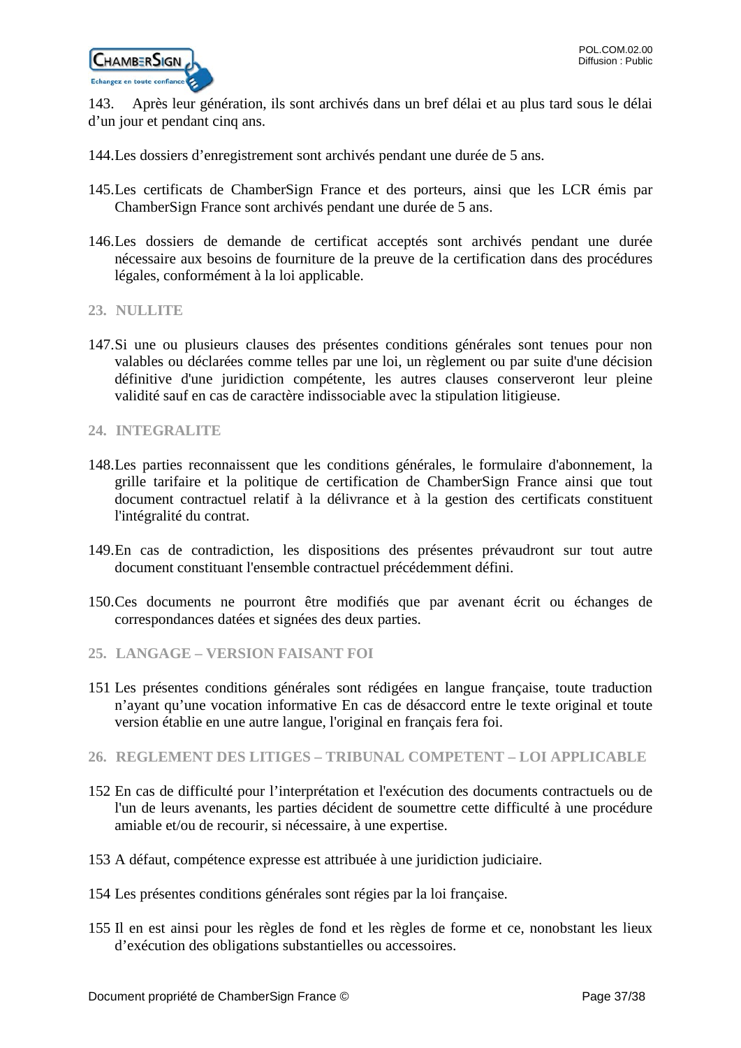143. Après leur génération, ils sont archivés dans un bref délai et au plus tard sous le délai d'un jour et pendant cinq ans.

144. Les dossiers d'enregistrement sont archivés pendant une durée de 5 ans.

145. Les certificats de ChamberSign France et des porteurs, ainsi que les LCR émis par ChamberSign France sont archivés pendant une durée de 5 ans.

146. Les dossiers de demande de certificat acceptés sont archivés pendant une durée nécessaire aux besoins de fourniture de la preuve de la certification dans des procédures légales, conformément à la loi applicable.

## 23. NULLITE

147. Si une ou plusieurs clauses des présentes conditions générales sont tenues pour non valables ou déclarées comme telles par une loi, un règlement ou par suite d'une décision définitive d'une juridiction compétente, les autres clauses conserveront leur pleine validité sauf en cas de caractère indissociable avec la stipulation litigieuse.

## 24. INTEGRALITE

148. Les parties reconnaissent que les conditions générales, le formulaire d'abonnement, la grille tarifaire et la politique de certification de ChamberSign France ainsi que tout document contractuel relatif à la délivrance et à la gestion des certificats constituent l'intégralité du contrat.

149. En cas de contradiction, les dispositions des présentes prévaudront sur tout autre document constituant l'ensemble contractuel précédemment défini.

150. Ces documents ne pourront être modifiés que par avenant écrit ou échanges de correspondances datées et signées des deux parties.

## 25. LANGAGE – VERSION FAISANT FOI

151 Les présentes conditions générales sont rédigées en langue française, toute traduction n'ayant qu'une vocation informative En cas de désaccord entre le texte original et toute version établie en une autre langue, l'original en français fera foi.

## 26. REGLEMENT DES LITIGES – TRIBUNAL COMPETENT – LOI APPLICABLE

152 En cas de difficulté pour l'interprétation et l'exécution des documents contractuels ou de l'un de leurs avenants, les parties décident de soumettre cette difficulté à une procédure amiable et/ou de recourir, si nécessaire, à une expertise.

153 A défaut, compétence expresse est attribuée à une juridiction judiciaire.

154 Les présentes conditions générales sont régies par la loi française.

155 Il en est ainsi pour les règles de fond et les règles de forme et ce, nonobstant les lieux d'exécution des obligations substantielles ou accessoires.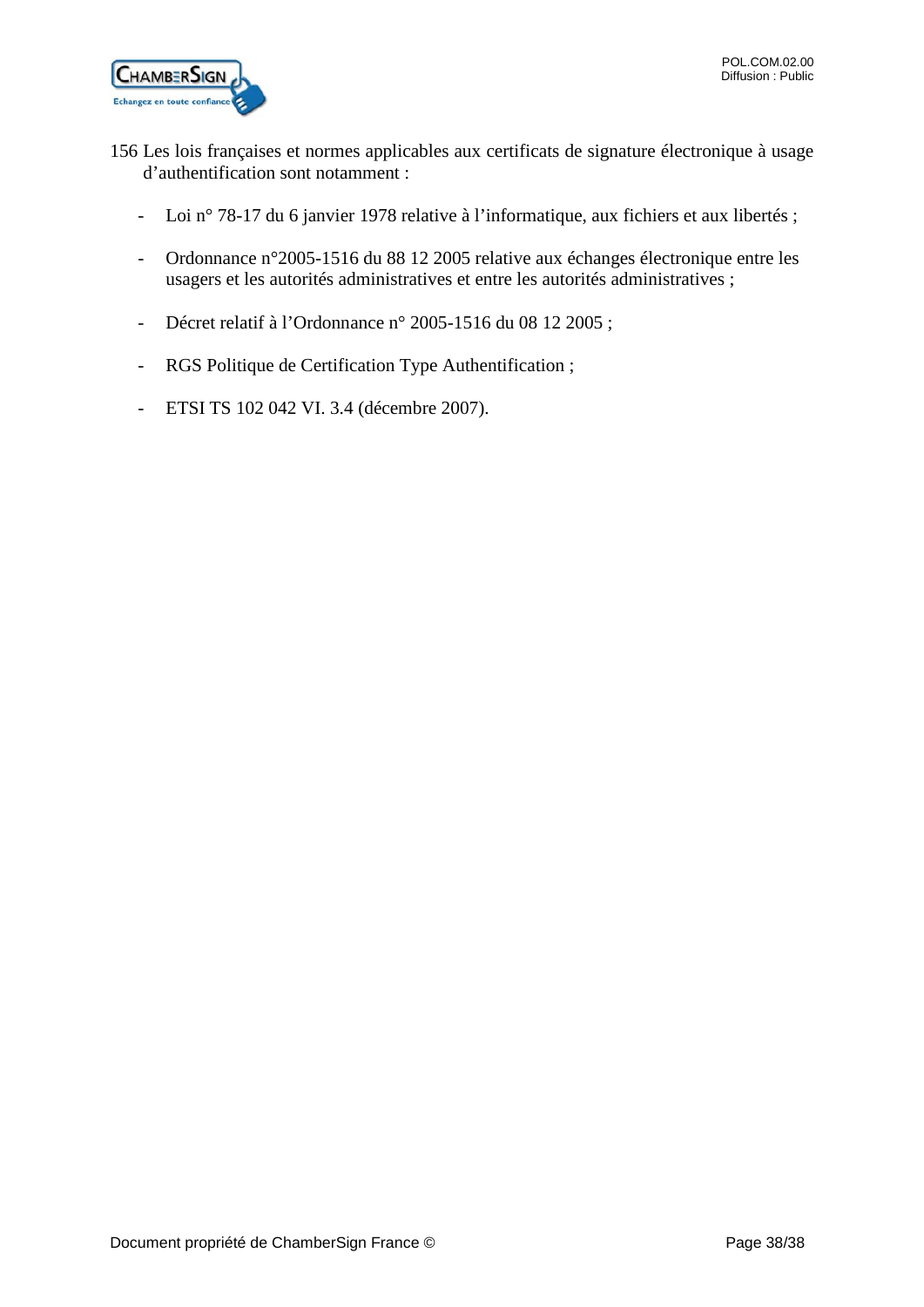156 Les lois françaises et normes applicables aux certificats de signature électronique à usage d'authentification sont notamment :

- Loi n° 78-17 du 6 janvier 1978 relative à l'informatique, aux fichiers et aux libertés ;
- Ordonnance n°2005-1516 du 88 12 2005 relative aux échanges électronique entre les usagers et les autorités administratives et entre les autorités administratives ;
- Décret relatif à l'Ordonnance n° 2005-1516 du 08 12 2005 ;
- RGS Politique de Certification Type Authentification ;
- ETSI TS 102 042 VI. 3.4 (décembre 2007).